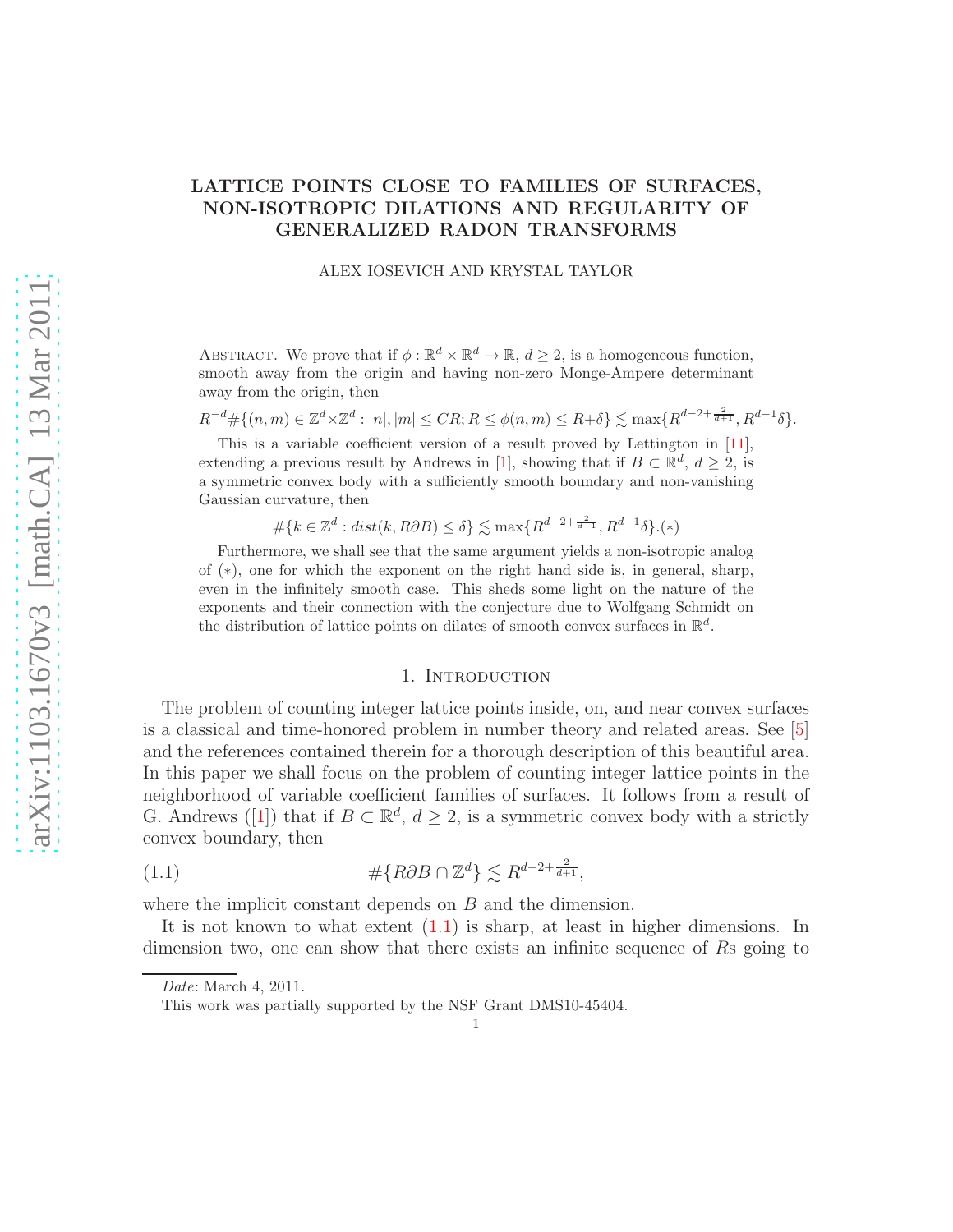# LATTICE POINTS CLOSE TO FAMILIES OF SURFACES, NON-ISOTROPIC DILATIONS AND REGULARITY OF GENERALIZED RADON TRANSFORMS

ALEX IOSEVICH AND KRYSTAL TAYLOR

Abstract. We prove that if $\phi : \mathbb{R}^d \times \mathbb{R}^d \to \mathbb{R}$, $d \geq 2$, is a homogeneous function, smooth away from the origin and having non-zero Monge-Ampere determinant away from the origin, then

$$R^{-d}\#\{(n,m) \in \mathbb{Z}^d \times \mathbb{Z}^d : |n|, |m| \leq CR; R \leq \phi(n,m) \leq R+\delta\} \lesssim \max\{R^{d-2+\frac{2}{d+1}}, R^{d-1}\delta\}.$$

This is a variable coefficient version of a result proved by Lettington in [11], extending a previous result by Andrews in [1], showing that if $B \subset \mathbb{R}^d$, $d \geq 2$, is a symmetric convex body with a sufficiently smooth boundary and non-vanishing Gaussian curvature, then

$$\#\{k \in \mathbb{Z}^d : dist(k, R\partial B) \leq \delta\} \lesssim \max\{R^{d-2+\frac{2}{d+1}}, R^{d-1}\delta\}.(*)$$

Furthermore, we shall see that the same argument yields a non-isotropic analog of $(*)$, one for which the exponent on the right hand side is, in general, sharp, even in the infinitely smooth case. This sheds some light on the nature of the exponents and their connection with the conjecture due to Wolfgang Schmidt on the distribution of lattice points on dilates of smooth convex surfaces in $\mathbb{R}^d$.

## 1. Introduction

The problem of counting integer lattice points inside, on, and near convex surfaces is a classical and time-honored problem in number theory and related areas. See [5] and the references contained therein for a thorough description of this beautiful area. In this paper we shall focus on the problem of counting integer lattice points in the neighborhood of variable coefficient families of surfaces. It follows from a result of G. Andrews ([1]) that if $B \subset \mathbb{R}^d$, $d \geq 2$, is a symmetric convex body with a strictly convex boundary, then

$$\#\{R\partial B \cap \mathbb{Z}^d\} \lesssim R^{d-2+\frac{2}{d+1}}, \tag{1.1}$$

where the implicit constant depends on $B$ and the dimension.

It is not known to what extent (1.1) is sharp, at least in higher dimensions. In dimension two, one can show that there exists an infinite sequence of $R$s going to

Date: March 4, 2011.

This work was partially supported by the NSF Grant DMS10-45404.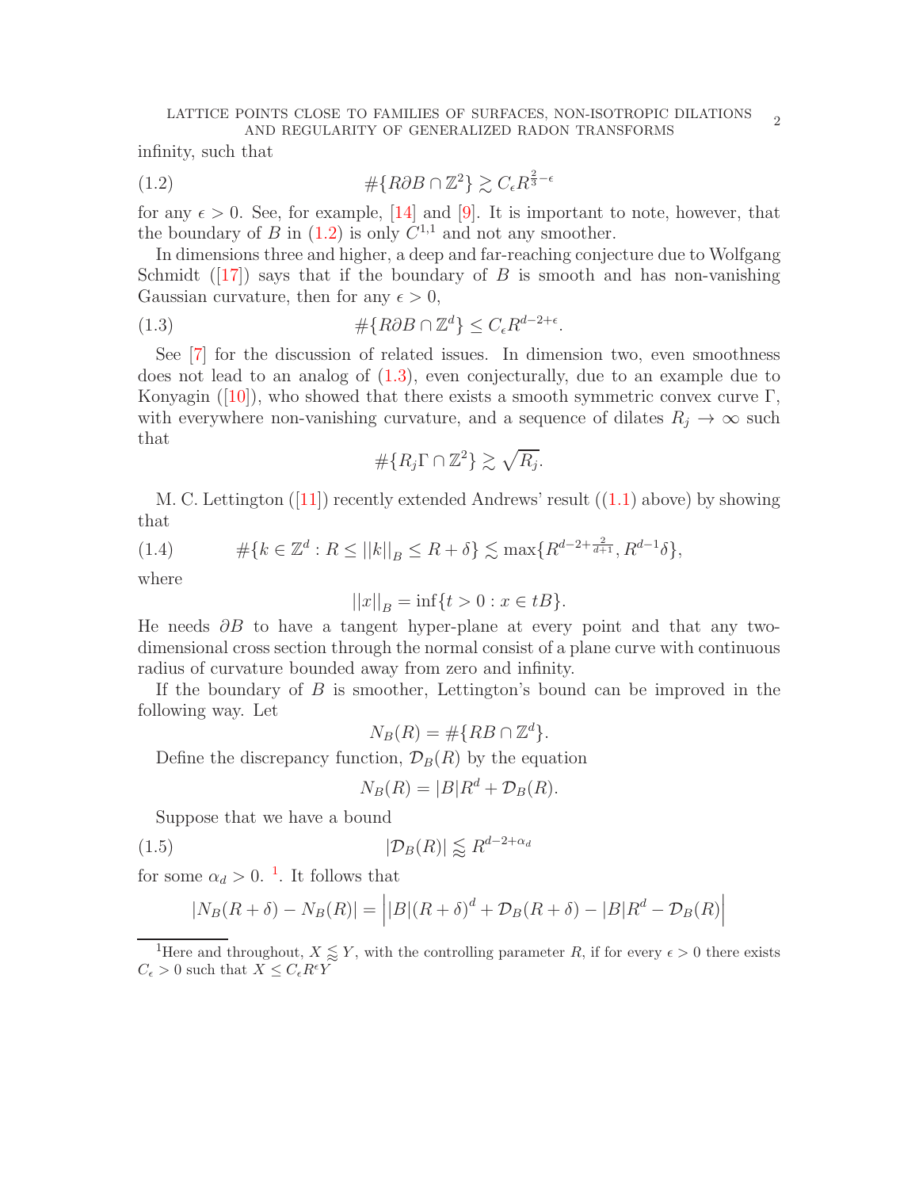infinity, such that

$$\#\{R\partial B \cap \mathbb{Z}^2\} \gtrsim C_\epsilon R^{\frac{2}{3}-\epsilon} \tag{1.2}$$

for any $\epsilon > 0$. See, for example, [14] and [9]. It is important to note, however, that the boundary of $B$ in (1.2) is only $C^{1,1}$ and not any smoother.

In dimensions three and higher, a deep and far-reaching conjecture due to Wolfgang Schmidt ([17]) says that if the boundary of $B$ is smooth and has non-vanishing Gaussian curvature, then for any $\epsilon > 0$,

$$\#\{R\partial B \cap \mathbb{Z}^d\} \leq C_\epsilon R^{d-2+\epsilon}. \tag{1.3}$$

See [7] for the discussion of related issues. In dimension two, even smoothness does not lead to an analog of (1.3), even conjecturally, due to an example due to Konyagin ([10]), who showed that there exists a smooth symmetric convex curve $\Gamma$, with everywhere non-vanishing curvature, and a sequence of dilates $R_j \to \infty$ such that

$$\#\{R_j\Gamma \cap \mathbb{Z}^2\} \gtrsim \sqrt{R_j}.$$

M. C. Lettington ([11]) recently extended Andrews' result ((1.1) above) by showing that

$$\#\{k \in \mathbb{Z}^d : R \leq ||k||_B \leq R + \delta\} \lesssim \max\{R^{d-2+\frac{2}{d+1}}, R^{d-1}\delta\}, \tag{1.4}$$

where

$$||x||_B = \inf\{t > 0 : x \in tB\}.$$

He needs $\partial B$ to have a tangent hyper-plane at every point and that any two-dimensional cross section through the normal consist of a plane curve with continuous radius of curvature bounded away from zero and infinity.

If the boundary of $B$ is smoother, Lettington's bound can be improved in the following way. Let

$$N_B(R) = \#\{RB \cap \mathbb{Z}^d\}.$$

Define the discrepancy function, $\mathcal{D}_B(R)$ by the equation

$$N_B(R) = |B|R^d + \mathcal{D}_B(R).$$

Suppose that we have a bound

$$|\mathcal{D}_B(R)| \lessapprox R^{d-2+\alpha_d} \tag{1.5}$$

for some $\alpha_d > 0$. [1]. It follows that

$$|N_B(R+\delta) - N_B(R)| = \left||B|(R+\delta)^d + \mathcal{D}_B(R+\delta) - |B|R^d - \mathcal{D}_B(R)\right|$$

[1] Here and throughout, $X \lessapprox Y$, with the controlling parameter $R$, if for every $\epsilon > 0$ there exists $C_\epsilon > 0$ such that $X \leq C_\epsilon R^\epsilon Y$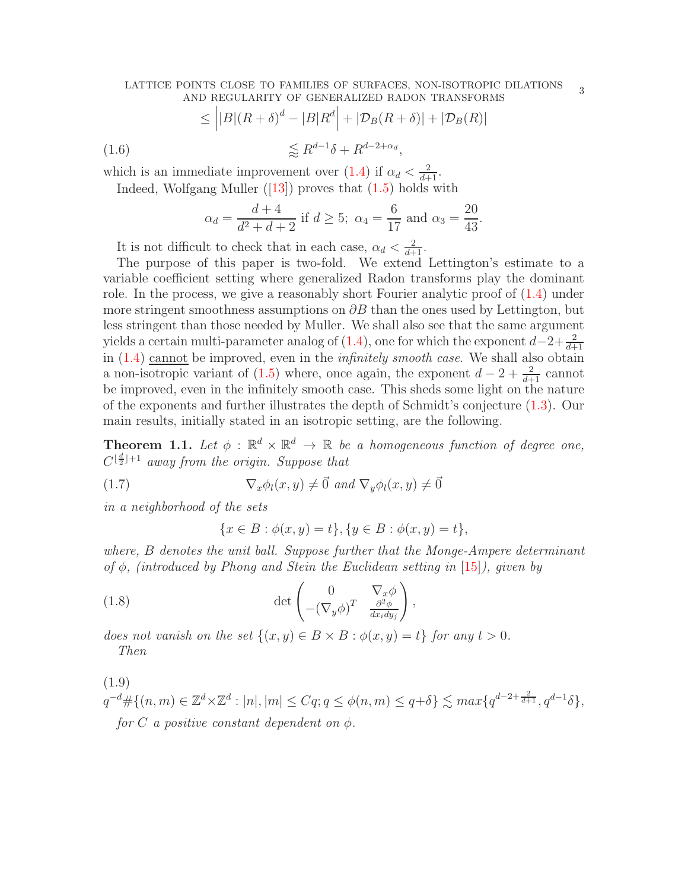$$\leq \left| |B|(R+\delta)^d - |B|R^d \right| + |\mathcal{D}_B(R+\delta)| + |\mathcal{D}_B(R)|$$

$$\lessapprox R^{d-1}\delta + R^{d-2+\alpha_d}, \tag{1.6}$$

which is an immediate improvement over (1.4) if $\alpha_d < \frac{2}{d+1}$.

Indeed, Wolfgang Muller ([13]) proves that (1.5) holds with

$$\alpha_d = \frac{d+4}{d^2+d+2} \text{ if } d \geq 5;\ \alpha_4 = \frac{6}{17} \text{ and } \alpha_3 = \frac{20}{43}.$$

It is not difficult to check that in each case, $\alpha_d < \frac{2}{d+1}$.

The purpose of this paper is two-fold. We extend Lettington's estimate to a variable coefficient setting where generalized Radon transforms play the dominant role. In the process, we give a reasonably short Fourier analytic proof of (1.4) under more stringent smoothness assumptions on $\partial B$ than the ones used by Lettington, but less stringent than those needed by Muller. We shall also see that the same argument yields a certain multi-parameter analog of (1.4), one for which the exponent $d-2+\frac{2}{d+1}$ in (1.4) <u>cannot</u> be improved, even in the *infinitely smooth case*. We shall also obtain a non-isotropic variant of (1.5) where, once again, the exponent $d-2+\frac{2}{d+1}$ cannot be improved, even in the infinitely smooth case. This sheds some light on the nature of the exponents and further illustrates the depth of Schmidt's conjecture (1.3). Our main results, initially stated in an isotropic setting, are the following.

**Theorem 1.1.** *Let $\phi : \mathbb{R}^d \times \mathbb{R}^d \to \mathbb{R}$ be a homogeneous function of degree one, $C^{\lfloor \frac{d}{2} \rfloor + 1}$ away from the origin. Suppose that*

$$\nabla_x \phi_l(x,y) \neq \vec{0} \text{ and } \nabla_y \phi_l(x,y) \neq \vec{0} \tag{1.7}$$

*in a neighborhood of the sets*

$$\{x \in B : \phi(x,y) = t\}, \{y \in B : \phi(x,y) = t\},$$

*where, $B$ denotes the unit ball. Suppose further that the Monge-Ampere determinant of $\phi$, (introduced by Phong and Stein the Euclidean setting in [15]), given by*

$$\det \begin{pmatrix} 0 & \nabla_x \phi \\ -(\nabla_y \phi)^T & \frac{\partial^2 \phi}{dx_i dy_j} \end{pmatrix}, \tag{1.8}$$

*does not vanish on the set $\{(x,y) \in B \times B : \phi(x,y) = t\}$ for any $t > 0$.*

*Then*

$$q^{-d} \# \{(n,m) \in \mathbb{Z}^d \times \mathbb{Z}^d : |n|, |m| \leq Cq; q \leq \phi(n,m) \leq q+\delta\} \lesssim max\{q^{d-2+\frac{2}{d+1}}, q^{d-1}\delta\}, \tag{1.9}$$

*for $C$ a positive constant dependent on $\phi$.*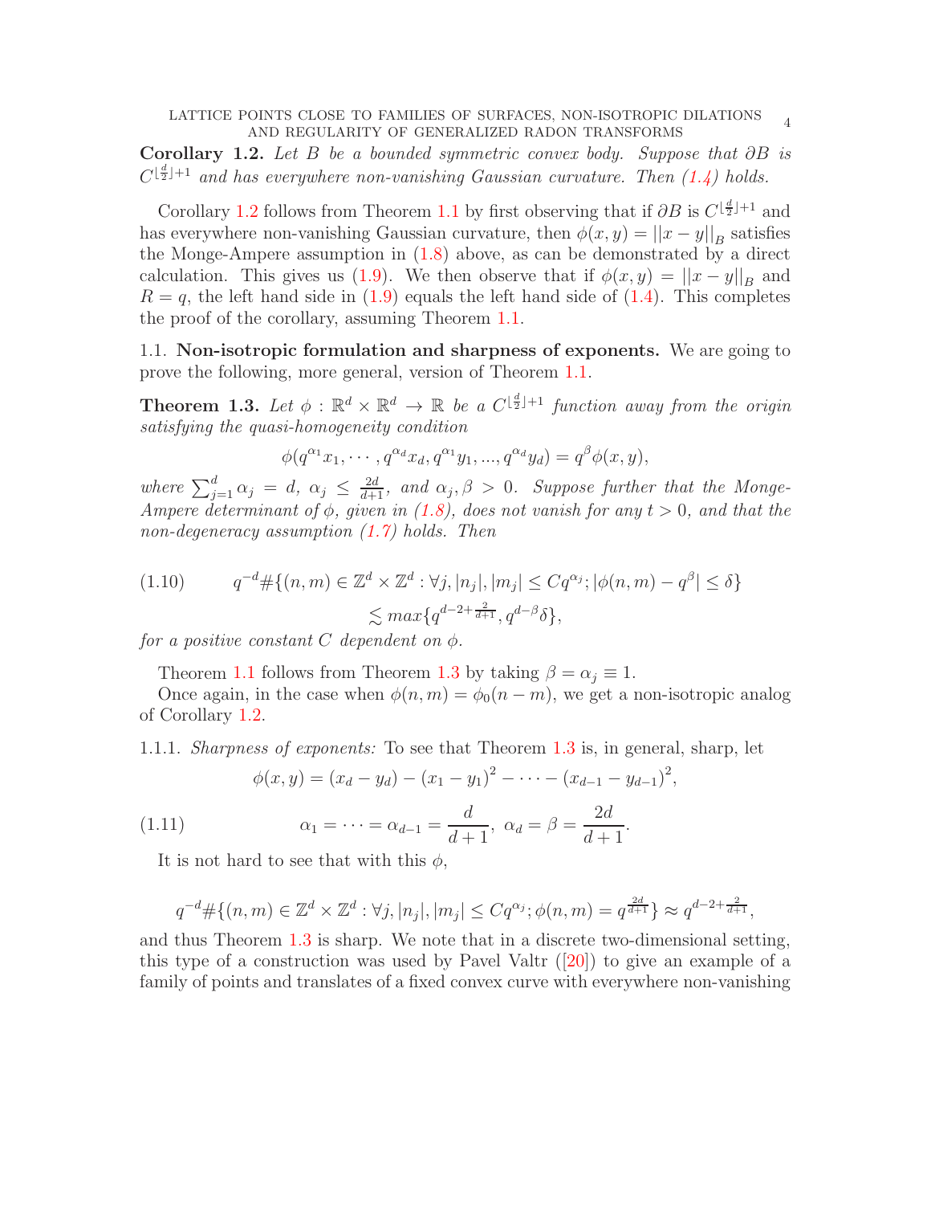**Corollary 1.2.** *Let $B$ be a bounded symmetric convex body. Suppose that $\partial B$ is $C^{\lfloor \frac{d}{2} \rfloor+1}$ and has everywhere non-vanishing Gaussian curvature. Then (1.4) holds.*

Corollary 1.2 follows from Theorem 1.1 by first observing that if $\partial B$ is $C^{\lfloor \frac{d}{2} \rfloor+1}$ and has everywhere non-vanishing Gaussian curvature, then $\phi(x,y) = ||x-y||_B$ satisfies the Monge-Ampere assumption in (1.8) above, as can be demonstrated by a direct calculation. This gives us (1.9). We then observe that if $\phi(x,y) = ||x-y||_B$ and $R = q$, the left hand side in (1.9) equals the left hand side of (1.4). This completes the proof of the corollary, assuming Theorem 1.1.

## 1.1. Non-isotropic formulation and sharpness of exponents.

We are going to prove the following, more general, version of Theorem 1.1.

**Theorem 1.3.** *Let $\phi : \mathbb{R}^d \times \mathbb{R}^d \to \mathbb{R}$ be a $C^{\lfloor \frac{d}{2} \rfloor+1}$ function away from the origin satisfying the quasi-homogeneity condition*

$$\phi(q^{\alpha_1}x_1, \cdots, q^{\alpha_d}x_d, q^{\alpha_1}y_1, ..., q^{\alpha_d}y_d) = q^{\beta}\phi(x,y),$$

*where $\sum_{j=1}^d \alpha_j = d$, $\alpha_j \leq \frac{2d}{d+1}$, and $\alpha_j, \beta > 0$. Suppose further that the Monge-Ampere determinant of $\phi$, given in (1.8), does not vanish for any $t > 0$, and that the non-degeneracy assumption (1.7) holds. Then*

$$q^{-d}\#\{(n,m) \in \mathbb{Z}^d \times \mathbb{Z}^d : \forall j, |n_j|, |m_j| \leq Cq^{\alpha_j}; |\phi(n,m) - q^{\beta}| \leq \delta\} \lesssim max\{q^{d-2+\frac{2}{d+1}}, q^{d-\beta}\delta\}, \tag{1.10}$$

*for a positive constant $C$ dependent on $\phi$.*

Theorem 1.1 follows from Theorem 1.3 by taking $\beta = \alpha_j \equiv 1$.

Once again, in the case when $\phi(n,m) = \phi_0(n-m)$, we get a non-isotropic analog of Corollary 1.2.

### 1.1.1. *Sharpness of exponents:*

To see that Theorem 1.3 is, in general, sharp, let

$$\phi(x,y) = (x_d - y_d) - (x_1 - y_1)^2 - \cdots - (x_{d-1} - y_{d-1})^2,$$

$$\alpha_1 = \cdots = \alpha_{d-1} = \frac{d}{d+1}, \ \alpha_d = \beta = \frac{2d}{d+1}. \tag{1.11}$$

It is not hard to see that with this $\phi$,

$$q^{-d}\#\{(n,m) \in \mathbb{Z}^d \times \mathbb{Z}^d : \forall j, |n_j|, |m_j| \leq Cq^{\alpha_j}; \phi(n,m) = q^{\frac{2d}{d+1}}\} \approx q^{d-2+\frac{2}{d+1}},$$

and thus Theorem 1.3 is sharp. We note that in a discrete two-dimensional setting, this type of a construction was used by Pavel Valtr ([20]) to give an example of a family of points and translates of a fixed convex curve with everywhere non-vanishing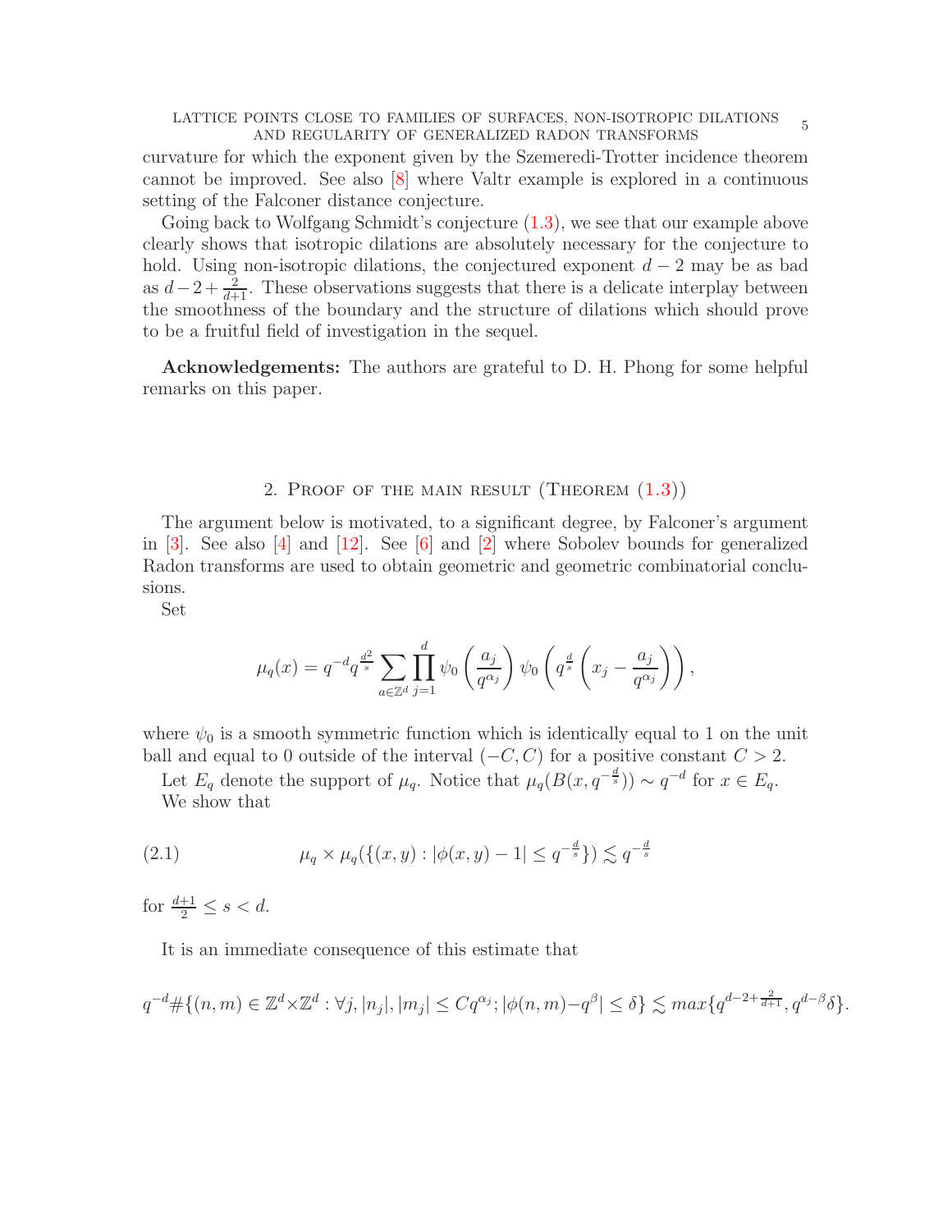curvature for which the exponent given by the Szemeredi-Trotter incidence theorem cannot be improved. See also [8] where Valtr example is explored in a continuous setting of the Falconer distance conjecture.

Going back to Wolfgang Schmidt's conjecture (1.3), we see that our example above clearly shows that isotropic dilations are absolutely necessary for the conjecture to hold. Using non-isotropic dilations, the conjectured exponent $d-2$ may be as bad as $d-2+\frac{2}{d+1}$. These observations suggests that there is a delicate interplay between the smoothness of the boundary and the structure of dilations which should prove to be a fruitful field of investigation in the sequel.

**Acknowledgements:** The authors are grateful to D. H. Phong for some helpful remarks on this paper.

## 2. Proof of the main result (Theorem (1.3))

The argument below is motivated, to a significant degree, by Falconer's argument in [3]. See also [4] and [12]. See [6] and [2] where Sobolev bounds for generalized Radon transforms are used to obtain geometric and geometric combinatorial conclusions.

Set

$$\mu_q(x) = q^{-d} q^{\frac{d^2}{s}} \sum_{a \in \mathbb{Z}^d} \prod_{j=1}^{d} \psi_0\left(\frac{a_j}{q^{\alpha_j}}\right) \psi_0\left(q^{\frac{d}{s}}\left(x_j - \frac{a_j}{q^{\alpha_j}}\right)\right),$$

where $\psi_0$ is a smooth symmetric function which is identically equal to 1 on the unit ball and equal to 0 outside of the interval $(-C, C)$ for a positive constant $C > 2$.

Let $E_q$ denote the support of $\mu_q$. Notice that $\mu_q(B(x, q^{-\frac{d}{s}})) \sim q^{-d}$ for $x \in E_q$.

We show that

$$\mu_q \times \mu_q(\{(x,y) : |\phi(x,y) - 1| \leq q^{-\frac{d}{s}}\}) \lesssim q^{-\frac{d}{s}} \tag{2.1}$$

for $\frac{d+1}{2} \leq s < d$.

It is an immediate consequence of this estimate that

$$q^{-d}\#\{(n,m) \in \mathbb{Z}^d \times \mathbb{Z}^d : \forall j, |n_j|, |m_j| \leq C q^{\alpha_j}; |\phi(n,m) - q^{\beta}| \leq \delta\} \lesssim max\{q^{d-2+\frac{2}{d+1}}, q^{d-\beta}\delta\}.$$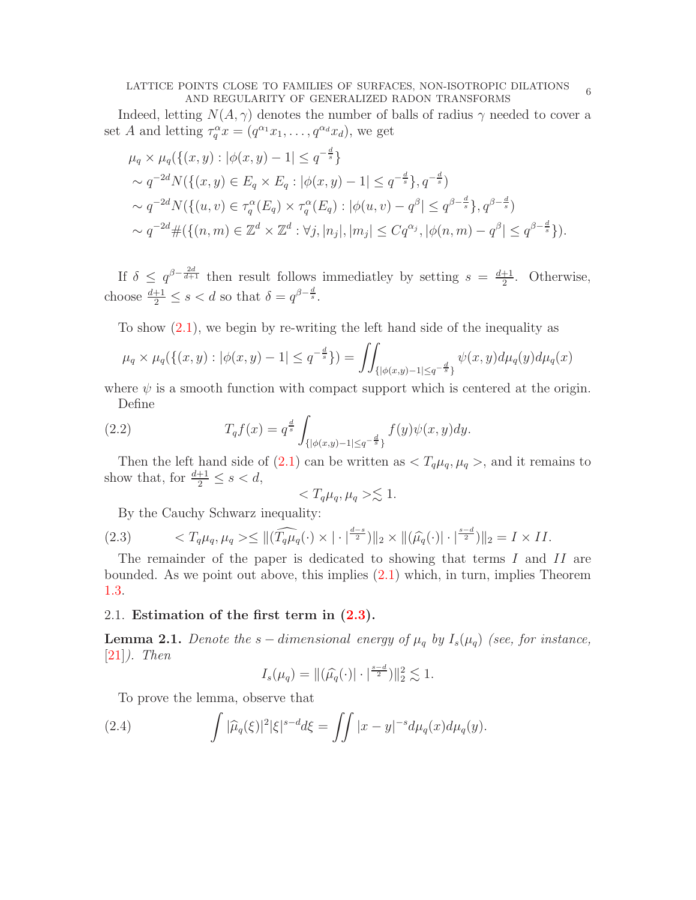Indeed, letting $N(A,\gamma)$ denotes the number of balls of radius $\gamma$ needed to cover a set $A$ and letting $\tau_q^{\alpha} x = (q^{\alpha_1}x_1, \dots, q^{\alpha_d}x_d)$, we get

$$
\begin{aligned}
&\mu_q \times \mu_q(\{(x,y) : |\phi(x,y) - 1| \leq q^{-\frac{d}{s}}\} \\
&\sim q^{-2d} N(\{(x,y) \in E_q \times E_q : |\phi(x,y) - 1| \leq q^{-\frac{d}{s}}\}, q^{-\frac{d}{s}}) \\
&\sim q^{-2d} N(\{(u,v) \in \tau_q^{\alpha}(E_q) \times \tau_q^{\alpha}(E_q) : |\phi(u,v) - q^{\beta}| \leq q^{\beta - \frac{d}{s}}\}, q^{\beta-\frac{d}{s}}) \\
&\sim q^{-2d} \#(\{(n,m) \in \mathbb{Z}^d \times \mathbb{Z}^d : \forall j, |n_j|, |m_j| \leq C q^{\alpha_j}, |\phi(n,m) - q^{\beta}| \leq q^{\beta-\frac{d}{s}}\}).
\end{aligned}
$$

If $\delta \leq q^{\beta - \frac{2d}{d+1}}$ then result follows immediatley by setting $s = \frac{d+1}{2}$. Otherwise, choose $\frac{d+1}{2} \leq s < d$ so that $\delta = q^{\beta - \frac{d}{s}}$.

To show (2.1), we begin by re-writing the left hand side of the inequality as

$$
\mu_q \times \mu_q(\{(x,y) : |\phi(x,y) - 1| \leq q^{-\frac{d}{s}}\}) = \iint_{\{|\phi(x,y)-1| \leq q^{-\frac{d}{s}}\}} \psi(x,y) d\mu_q(y) d\mu_q(x)
$$

where $\psi$ is a smooth function with compact support which is centered at the origin.

Define

$$
T_q f(x) = q^{\frac{d}{s}} \int_{\{|\phi(x,y)-1| \leq q^{-\frac{d}{s}}\}} f(y)\psi(x,y) dy. \tag{2.2}
$$

Then the left hand side of (2.1) can be written as $< T_q \mu_q, \mu_q >$, and it remains to show that, for $\frac{d+1}{2} \leq s < d$,

$$
< T_q \mu_q, \mu_q > \lesssim 1.
$$

By the Cauchy Schwarz inequality:

$$
< T_q \mu_q, \mu_q > \leq \|(\widehat{T_q \mu_q}(\cdot) \times |\cdot|^{\frac{d-s}{2}})\|_2 \times \|(\widehat{\mu}_q(\cdot)|\cdot|^{\frac{s-d}{2}})\|_2 = I \times II. \tag{2.3}
$$

The remainder of the paper is dedicated to showing that terms $I$ and $II$ are bounded. As we point out above, this implies (2.1) which, in turn, implies Theorem 1.3.

## 2.1. Estimation of the first term in (2.3).

**Lemma 2.1.** *Denote the $s-dimensional$ energy of $\mu_q$ by $I_s(\mu_q)$ (see, for instance, [21]). Then*

$$
I_s(\mu_q) = \|(\widehat{\mu}_q(\cdot)|\cdot|^{\frac{s-d}{2}})\|_2^2 \lesssim 1.
$$

To prove the lemma, observe that

$$
\int |\widehat{\mu}_q(\xi)|^2 |\xi|^{s-d} d\xi = \iint |x-y|^{-s} d\mu_q(x) d\mu_q(y). \tag{2.4}
$$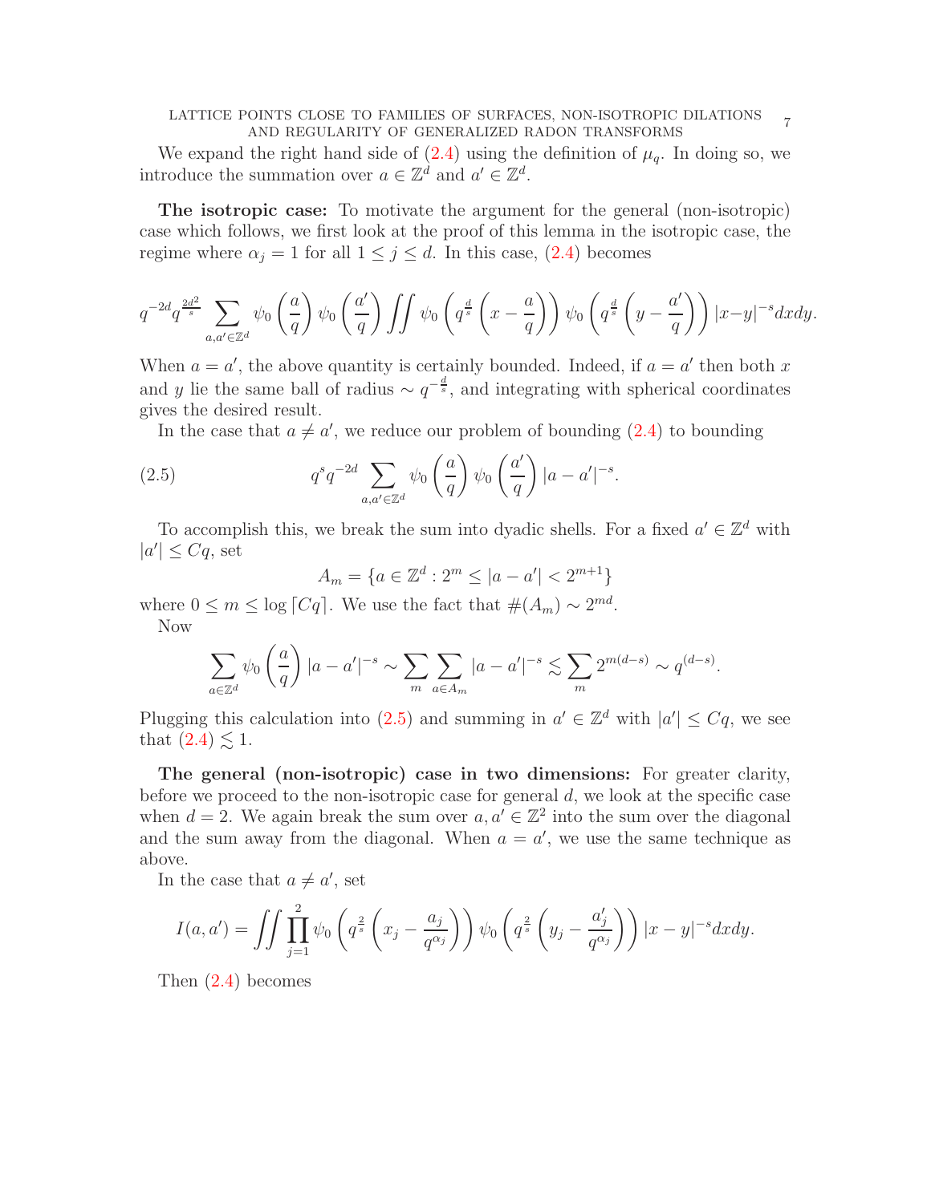We expand the right hand side of (2.4) using the definition of $\mu_q$. In doing so, we introduce the summation over $a \in \mathbb{Z}^d$ and $a' \in \mathbb{Z}^d$.

**The isotropic case:** To motivate the argument for the general (non-isotropic) case which follows, we first look at the proof of this lemma in the isotropic case, the regime where $\alpha_j = 1$ for all $1 \le j \le d$. In this case, (2.4) becomes

$$q^{-2d} q^{\frac{2d^2}{s}} \sum_{a,a' \in \mathbb{Z}^d} \psi_0\left(\frac{a}{q}\right)\psi_0\left(\frac{a'}{q}\right) \iint \psi_0\left(q^{\frac{d}{s}}\left(x - \frac{a}{q}\right)\right)\psi_0\left(q^{\frac{d}{s}}\left(y - \frac{a'}{q}\right)\right)|x-y|^{-s}dxdy.$$

When $a = a'$, the above quantity is certainly bounded. Indeed, if $a = a'$ then both $x$ and $y$ lie the same ball of radius $\sim q^{-\frac{d}{s}}$, and integrating with spherical coordinates gives the desired result.

In the case that $a \ne a'$, we reduce our problem of bounding (2.4) to bounding

$$q^s q^{-2d} \sum_{a,a' \in \mathbb{Z}^d} \psi_0\left(\frac{a}{q}\right)\psi_0\left(\frac{a'}{q}\right)|a-a'|^{-s}. \tag{2.5}$$

To accomplish this, we break the sum into dyadic shells. For a fixed $a' \in \mathbb{Z}^d$ with $|a'| \le Cq$, set

$$A_m = \{a \in \mathbb{Z}^d : 2^m \le |a - a'| < 2^{m+1}\}$$

where $0 \le m \le \log\lceil Cq \rceil$. We use the fact that $\#(A_m) \sim 2^{md}$.

Now

$$\sum_{a \in \mathbb{Z}^d} \psi_0\left(\frac{a}{q}\right)|a-a'|^{-s} \sim \sum_m \sum_{a \in A_m} |a-a'|^{-s} \lesssim \sum_m 2^{m(d-s)} \sim q^{(d-s)}.$$

Plugging this calculation into (2.5) and summing in $a' \in \mathbb{Z}^d$ with $|a'| \le Cq$, we see that (2.4) $\lesssim 1$.

**The general (non-isotropic) case in two dimensions:** For greater clarity, before we proceed to the non-isotropic case for general $d$, we look at the specific case when $d = 2$. We again break the sum over $a, a' \in \mathbb{Z}^2$ into the sum over the diagonal and the sum away from the diagonal. When $a = a'$, we use the same technique as above.

In the case that $a \ne a'$, set

$$I(a,a') = \iint \prod_{j=1}^{2} \psi_0\left(q^{\frac{2}{s}}\left(x_j - \frac{a_j}{q^{\alpha_j}}\right)\right)\psi_0\left(q^{\frac{2}{s}}\left(y_j - \frac{a'_j}{q^{\alpha_j}}\right)\right)|x-y|^{-s}dxdy.$$

Then (2.4) becomes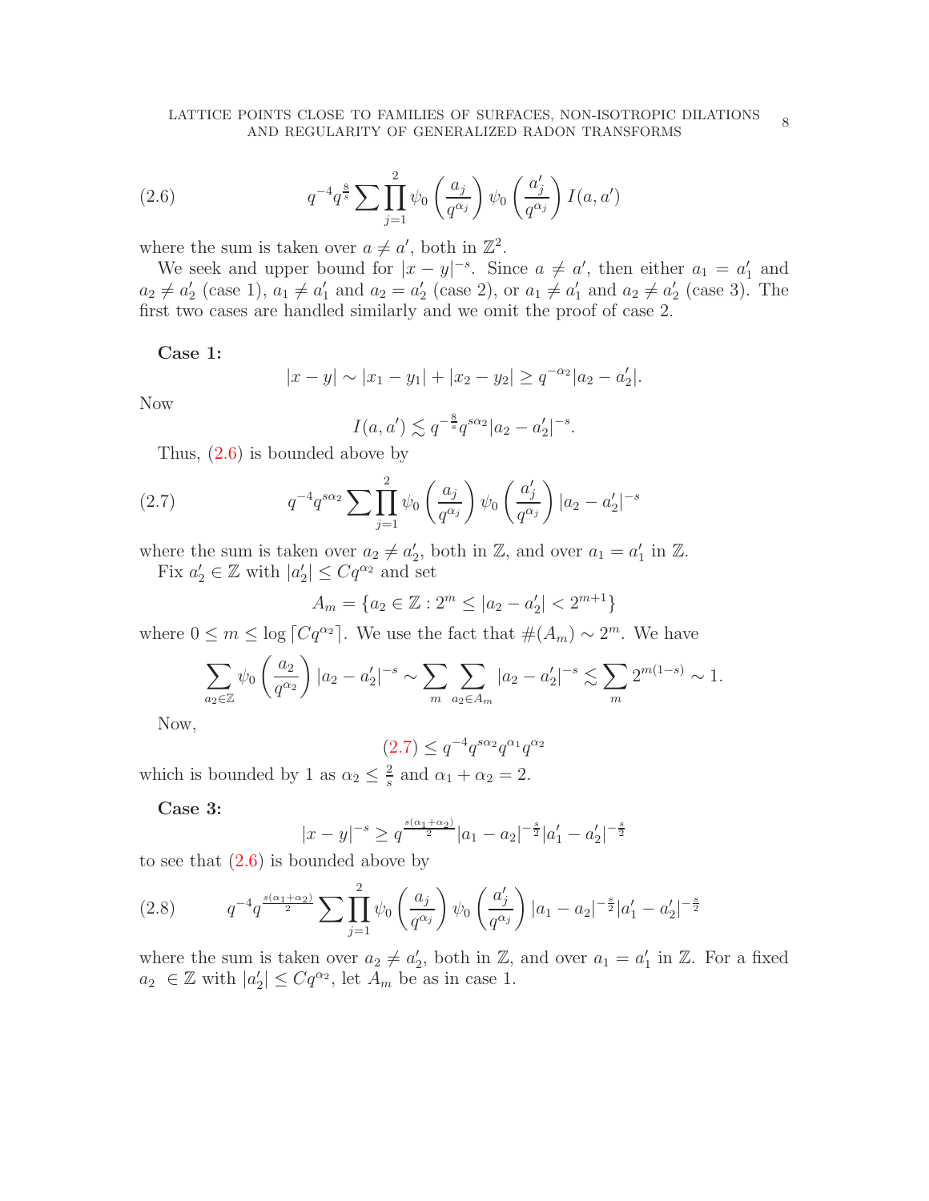$$q^{-4}q^{\frac{8}{s}}\sum\prod_{j=1}^{2}\psi_0\left(\frac{a_j}{q^{\alpha_j}}\right)\psi_0\left(\frac{a'_j}{q^{\alpha_j}}\right)I(a,a') \tag{2.6}$$

where the sum is taken over $a \neq a'$, both in $\mathbb{Z}^2$.

We seek and upper bound for $|x-y|^{-s}$. Since $a \neq a'$, then either $a_1 = a'_1$ and $a_2 \neq a'_2$ (case 1), $a_1 \neq a'_1$ and $a_2 = a'_2$ (case 2), or $a_1 \neq a'_1$ and $a_2 \neq a'_2$ (case 3). The first two cases are handled similarly and we omit the proof of case 2.

**Case 1:**

$$|x-y| \sim |x_1 - y_1| + |x_2 - y_2| \geq q^{-\alpha_2}|a_2 - a'_2|.$$

Now

$$I(a,a') \lesssim q^{-\frac{8}{s}}q^{s\alpha_2}|a_2 - a'_2|^{-s}.$$

Thus, (2.6) is bounded above by

$$q^{-4}q^{s\alpha_2}\sum\prod_{j=1}^{2}\psi_0\left(\frac{a_j}{q^{\alpha_j}}\right)\psi_0\left(\frac{a'_j}{q^{\alpha_j}}\right)|a_2 - a'_2|^{-s} \tag{2.7}$$

where the sum is taken over $a_2 \neq a'_2$, both in $\mathbb{Z}$, and over $a_1 = a'_1$ in $\mathbb{Z}$.

Fix $a'_2 \in \mathbb{Z}$ with $|a'_2| \leq Cq^{\alpha_2}$ and set

$$A_m = \{a_2 \in \mathbb{Z} : 2^m \leq |a_2 - a'_2| < 2^{m+1}\}$$

where $0 \leq m \leq \log\lceil Cq^{\alpha_2}\rceil$. We use the fact that $\#(A_m) \sim 2^m$. We have

$$\sum_{a_2\in\mathbb{Z}}\psi_0\left(\frac{a_2}{q^{\alpha_2}}\right)|a_2 - a'_2|^{-s} \sim \sum_m\sum_{a_2\in A_m}|a_2 - a'_2|^{-s} \lesssim \sum_m 2^{m(1-s)} \sim 1.$$

Now,

$$(2.7) \leq q^{-4}q^{s\alpha_2}q^{\alpha_1}q^{\alpha_2}$$

which is bounded by 1 as $\alpha_2 \leq \frac{2}{s}$ and $\alpha_1 + \alpha_2 = 2$.

**Case 3:**

$$|x-y|^{-s} \geq q^{\frac{s(\alpha_1+\alpha_2)}{2}}|a_1 - a_2|^{-\frac{s}{2}}|a'_1 - a'_2|^{-\frac{s}{2}}$$

to see that (2.6) is bounded above by

$$q^{-4}q^{\frac{s(\alpha_1+\alpha_2)}{2}}\sum\prod_{j=1}^{2}\psi_0\left(\frac{a_j}{q^{\alpha_j}}\right)\psi_0\left(\frac{a'_j}{q^{\alpha_j}}\right)|a_1 - a_2|^{-\frac{s}{2}}|a'_1 - a'_2|^{-\frac{s}{2}} \tag{2.8}$$

where the sum is taken over $a_2 \neq a'_2$, both in $\mathbb{Z}$, and over $a_1 = a'_1$ in $\mathbb{Z}$. For a fixed $a_2 \in \mathbb{Z}$ with $|a'_2| \leq Cq^{\alpha_2}$, let $A_m$ be as in case 1.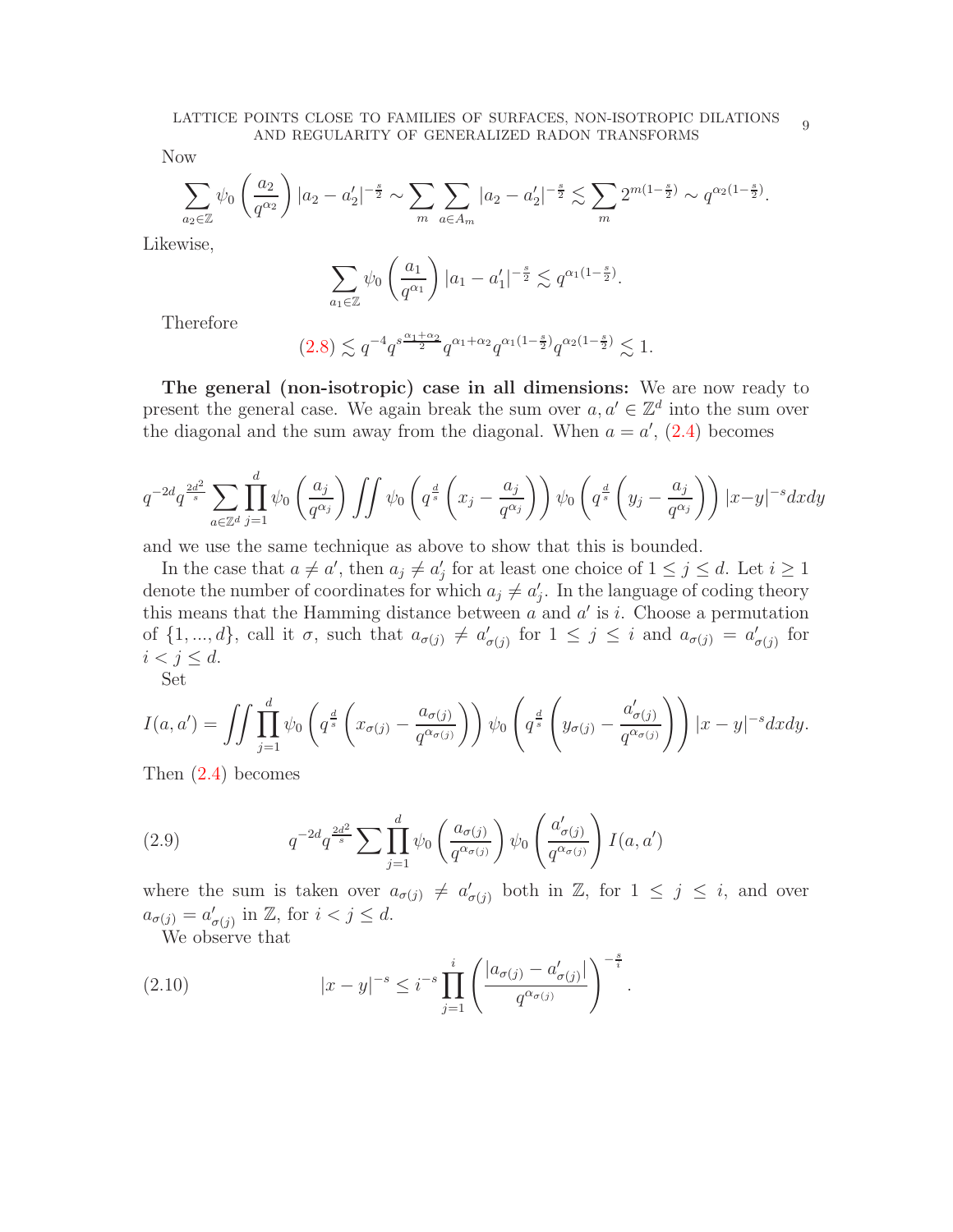Now

$$\sum_{a_2\in\mathbb{Z}} \psi_0\left(\frac{a_2}{q^{\alpha_2}}\right)|a_2-a_2'|^{-\frac{s}{2}} \sim \sum_m \sum_{a\in A_m} |a_2-a_2'|^{-\frac{s}{2}} \lesssim \sum_m 2^{m(1-\frac{s}{2})} \sim q^{\alpha_2(1-\frac{s}{2})}.$$

Likewise,

$$\sum_{a_1\in\mathbb{Z}} \psi_0\left(\frac{a_1}{q^{\alpha_1}}\right)|a_1-a_1'|^{-\frac{s}{2}} \lesssim q^{\alpha_1(1-\frac{s}{2})}.$$

Therefore

$$(2.8) \lesssim q^{-4}q^{s\frac{\alpha_1+\alpha_2}{2}}q^{\alpha_1+\alpha_2}q^{\alpha_1(1-\frac{s}{2})}q^{\alpha_2(1-\frac{s}{2})} \lesssim 1.$$

**The general (non-isotropic) case in all dimensions:** We are now ready to present the general case. We again break the sum over $a, a' \in \mathbb{Z}^d$ into the sum over the diagonal and the sum away from the diagonal. When $a = a'$, (2.4) becomes

$$q^{-2d}q^{\frac{2d^2}{s}}\sum_{a\in\mathbb{Z}^d}\prod_{j=1}^d \psi_0\left(\frac{a_j}{q^{\alpha_j}}\right)\iint \psi_0\left(q^{\frac{d}{s}}\left(x_j-\frac{a_j}{q^{\alpha_j}}\right)\right)\psi_0\left(q^{\frac{d}{s}}\left(y_j-\frac{a_j}{q^{\alpha_j}}\right)\right)|x-y|^{-s}dxdy$$

and we use the same technique as above to show that this is bounded.

In the case that $a \neq a'$, then $a_j \neq a_j'$ for at least one choice of $1 \leq j \leq d$. Let $i \geq 1$ denote the number of coordinates for which $a_j \neq a_j'$. In the language of coding theory this means that the Hamming distance between $a$ and $a'$ is $i$. Choose a permutation of $\{1,...,d\}$, call it $\sigma$, such that $a_{\sigma(j)} \neq a'_{\sigma(j)}$ for $1 \leq j \leq i$ and $a_{\sigma(j)} = a'_{\sigma(j)}$ for $i < j \leq d$.

Set

$$I(a,a') = \iint \prod_{j=1}^d \psi_0\left(q^{\frac{d}{s}}\left(x_{\sigma(j)}-\frac{a_{\sigma(j)}}{q^{\alpha_{\sigma(j)}}}\right)\right)\psi_0\left(q^{\frac{d}{s}}\left(y_{\sigma(j)}-\frac{a'_{\sigma(j)}}{q^{\alpha_{\sigma(j)}}}\right)\right)|x-y|^{-s}dxdy.$$

Then (2.4) becomes

$$q^{-2d}q^{\frac{2d^2}{s}}\sum\prod_{j=1}^d \psi_0\left(\frac{a_{\sigma(j)}}{q^{\alpha_{\sigma(j)}}}\right)\psi_0\left(\frac{a'_{\sigma(j)}}{q^{\alpha_{\sigma(j)}}}\right)I(a,a') \tag{2.9}$$

where the sum is taken over $a_{\sigma(j)} \neq a'_{\sigma(j)}$ both in $\mathbb{Z}$, for $1 \leq j \leq i$, and over $a_{\sigma(j)} = a'_{\sigma(j)}$ in $\mathbb{Z}$, for $i < j \leq d$.

We observe that

$$|x-y|^{-s} \leq i^{-s}\prod_{j=1}^i\left(\frac{|a_{\sigma(j)}-a'_{\sigma(j)}|}{q^{\alpha_{\sigma(j)}}}\right)^{-\frac{s}{i}}. \tag{2.10}$$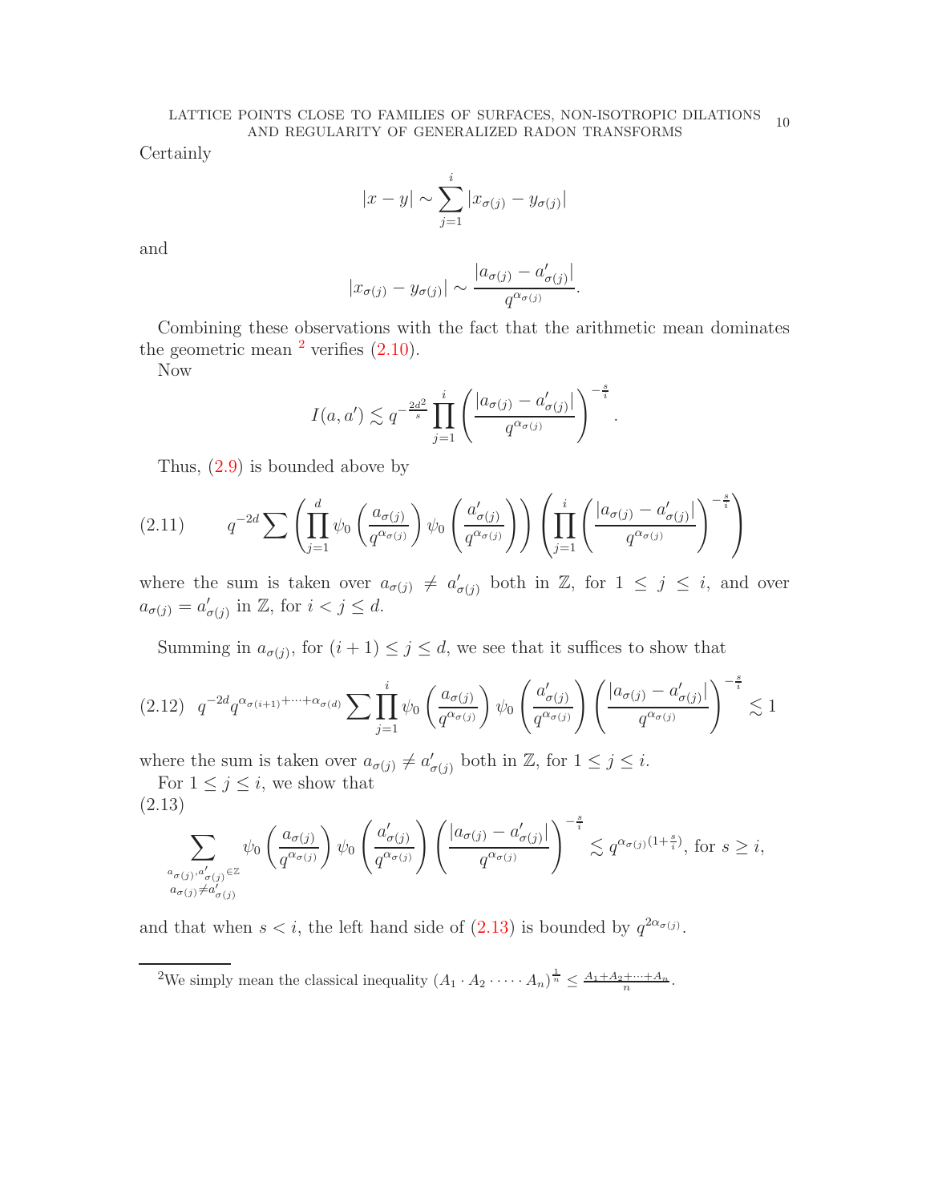Certainly

$$|x-y| \sim \sum_{j=1}^{i} |x_{\sigma(j)} - y_{\sigma(j)}|$$

and

$$|x_{\sigma(j)} - y_{\sigma(j)}| \sim \frac{|a_{\sigma(j)} - a'_{\sigma(j)}|}{q^{\alpha_{\sigma(j)}}}.$$

Combining these observations with the fact that the arithmetic mean dominates the geometric mean [2] verifies (2.10).

Now

$$I(a,a') \lesssim q^{-\frac{2d^2}{s}} \prod_{j=1}^{i} \left( \frac{|a_{\sigma(j)} - a'_{\sigma(j)}|}{q^{\alpha_{\sigma(j)}}} \right)^{-\frac{s}{i}}.$$

Thus, (2.9) is bounded above by

$$q^{-2d} \sum \left( \prod_{j=1}^{d} \psi_0 \left( \frac{a_{\sigma(j)}}{q^{\alpha_{\sigma(j)}}} \right) \psi_0 \left( \frac{a'_{\sigma(j)}}{q^{\alpha_{\sigma(j)}}} \right) \right) \left( \prod_{j=1}^{i} \left( \frac{|a_{\sigma(j)} - a'_{\sigma(j)}|}{q^{\alpha_{\sigma(j)}}} \right)^{-\frac{s}{i}} \right) \tag{2.11}$$

where the sum is taken over $a_{\sigma(j)} \neq a'_{\sigma(j)}$ both in $\mathbb{Z}$, for $1 \leq j \leq i$, and over $a_{\sigma(j)} = a'_{\sigma(j)}$ in $\mathbb{Z}$, for $i < j \leq d$.

Summing in $a_{\sigma(j)}$, for $(i+1) \leq j \leq d$, we see that it suffices to show that

$$q^{-2d} q^{\alpha_{\sigma(i+1)} + \cdots + \alpha_{\sigma(d)}} \sum \prod_{j=1}^{i} \psi_0 \left( \frac{a_{\sigma(j)}}{q^{\alpha_{\sigma(j)}}} \right) \psi_0 \left( \frac{a'_{\sigma(j)}}{q^{\alpha_{\sigma(j)}}} \right) \left( \frac{|a_{\sigma(j)} - a'_{\sigma(j)}|}{q^{\alpha_{\sigma(j)}}} \right)^{-\frac{s}{i}} \lesssim 1 \tag{2.12}$$

where the sum is taken over $a_{\sigma(j)} \neq a'_{\sigma(j)}$ both in $\mathbb{Z}$, for $1 \leq j \leq i$.

For $1 \leq j \leq i$, we show that

$$\sum_{\substack{a_{\sigma(j)}, a'_{\sigma(j)} \in \mathbb{Z} \\ a_{\sigma(j)} \neq a'_{\sigma(j)}}} \psi_0 \left( \frac{a_{\sigma(j)}}{q^{\alpha_{\sigma(j)}}} \right) \psi_0 \left( \frac{a'_{\sigma(j)}}{q^{\alpha_{\sigma(j)}}} \right) \left( \frac{|a_{\sigma(j)} - a'_{\sigma(j)}|}{q^{\alpha_{\sigma(j)}}} \right)^{-\frac{s}{i}} \lesssim q^{\alpha_{\sigma(j)}(1+\frac{s}{i})}, \text{ for } s \geq i, \tag{2.13}$$

and that when $s < i$, the left hand side of (2.13) is bounded by $q^{2\alpha_{\sigma(j)}}$.

---

[2] We simply mean the classical inequality $(A_1 \cdot A_2 \cdot \cdots \cdot A_n)^{\frac{1}{n}} \leq \frac{A_1 + A_2 + \cdots + A_n}{n}$.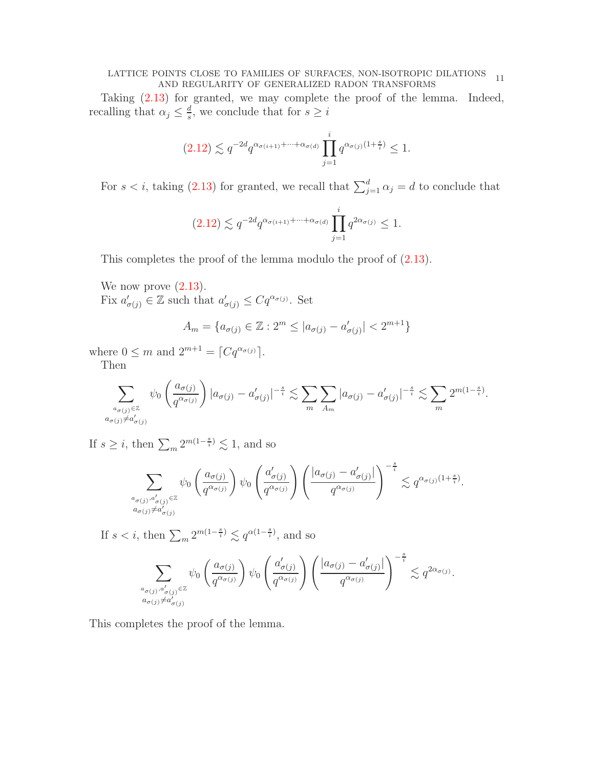Taking (2.13) for granted, we may complete the proof of the lemma. Indeed, recalling that $\alpha_j \le \frac{d}{s}$, we conclude that for $s \ge i$

$$(2.12) \lesssim q^{-2d} q^{\alpha_{\sigma(i+1)}+\cdots+\alpha_{\sigma(d)}} \prod_{j=1}^{i} q^{\alpha_{\sigma(j)}(1+\frac{s}{i})} \le 1.$$

For $s < i$, taking (2.13) for granted, we recall that $\sum_{j=1}^{d} \alpha_j = d$ to conclude that

$$(2.12) \lesssim q^{-2d} q^{\alpha_{\sigma(i+1)}+\cdots+\alpha_{\sigma(d)}} \prod_{j=1}^{i} q^{2\alpha_{\sigma(j)}} \le 1.$$

This completes the proof of the lemma modulo the proof of (2.13).

We now prove (2.13).

Fix $a'_{\sigma(j)} \in \mathbb{Z}$ such that $a'_{\sigma(j)} \le Cq^{\alpha_{\sigma(j)}}$. Set

$$A_m = \{a_{\sigma(j)} \in \mathbb{Z} : 2^m \le |a_{\sigma(j)} - a'_{\sigma(j)}| < 2^{m+1}\}$$

where $0 \le m$ and $2^{m+1} = \lceil Cq^{\alpha_{\sigma(j)}} \rceil$.

Then

$$\sum_{\substack{a_{\sigma(j)} \in \mathbb{Z} \\ a_{\sigma(j)} \ne a'_{\sigma(j)}}} \psi_0\left(\frac{a_{\sigma(j)}}{q^{\alpha_{\sigma(j)}}}\right) |a_{\sigma(j)} - a'_{\sigma(j)}|^{-\frac{s}{i}} \lesssim \sum_m \sum_{A_m} |a_{\sigma(j)} - a'_{\sigma(j)}|^{-\frac{s}{i}} \lesssim \sum_m 2^{m(1-\frac{s}{i})}.$$

If $s \ge i$, then $\sum_m 2^{m(1-\frac{s}{i})} \lesssim 1$, and so

$$\sum_{\substack{a_{\sigma(j)}, a'_{\sigma(j)} \in \mathbb{Z} \\ a_{\sigma(j)} \ne a'_{\sigma(j)}}} \psi_0\left(\frac{a_{\sigma(j)}}{q^{\alpha_{\sigma(j)}}}\right) \psi_0\left(\frac{a'_{\sigma(j)}}{q^{\alpha_{\sigma(j)}}}\right) \left(\frac{|a_{\sigma(j)} - a'_{\sigma(j)}|}{q^{\alpha_{\sigma(j)}}}\right)^{-\frac{s}{i}} \lesssim q^{\alpha_{\sigma(j)}(1+\frac{s}{i})}.$$

If $s < i$, then $\sum_m 2^{m(1-\frac{s}{i})} \lesssim q^{\alpha(1-\frac{s}{i})}$, and so

$$\sum_{\substack{a_{\sigma(j)}, a'_{\sigma(j)} \in \mathbb{Z} \\ a_{\sigma(j)} \ne a'_{\sigma(j)}}} \psi_0\left(\frac{a_{\sigma(j)}}{q^{\alpha_{\sigma(j)}}}\right) \psi_0\left(\frac{a'_{\sigma(j)}}{q^{\alpha_{\sigma(j)}}}\right) \left(\frac{|a_{\sigma(j)} - a'_{\sigma(j)}|}{q^{\alpha_{\sigma(j)}}}\right)^{-\frac{s}{i}} \lesssim q^{2\alpha_{\sigma(j)}}.$$

This completes the proof of the lemma.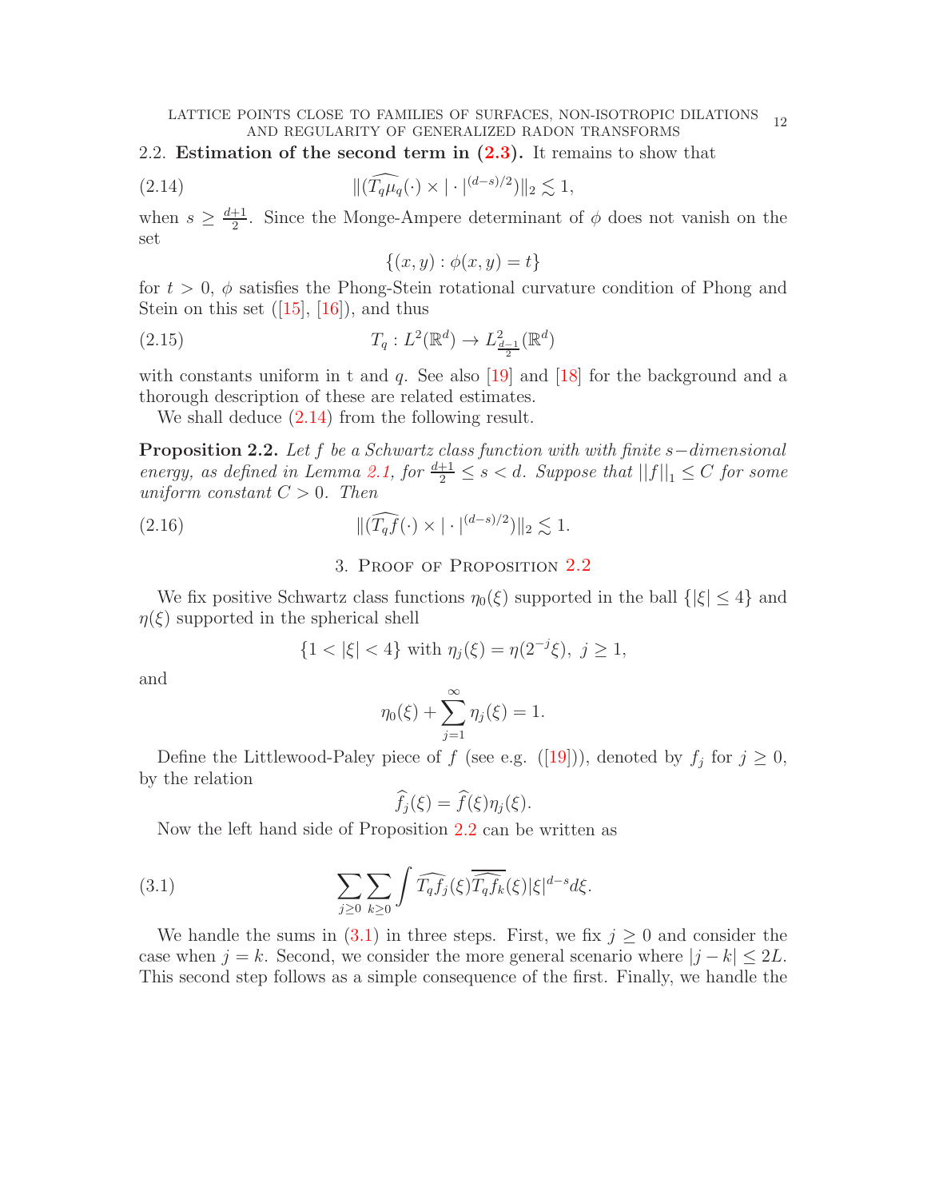### 2.2. Estimation of the second term in (2.3).

It remains to show that

$$\|(\widehat{T_q\mu_q}(\cdot) \times |\cdot|^{(d-s)/2})\|_2 \lesssim 1, \tag{2.14}$$

when $s \geq \frac{d+1}{2}$. Since the Monge-Ampere determinant of $\phi$ does not vanish on the set

$$\{(x,y) : \phi(x,y) = t\}$$

for $t > 0$, $\phi$ satisfies the Phong-Stein rotational curvature condition of Phong and Stein on this set ([15], [16]), and thus

$$T_q : L^2(\mathbb{R}^d) \to L^2_{\frac{d-1}{2}}(\mathbb{R}^d) \tag{2.15}$$

with constants uniform in t and $q$. See also [19] and [18] for the background and a thorough description of these are related estimates.

We shall deduce (2.14) from the following result.

**Proposition 2.2.** *Let $f$ be a Schwartz class function with with finite $s-$dimensional energy, as defined in Lemma 2.1, for $\frac{d+1}{2} \leq s < d$. Suppose that $\|f\|_1 \leq C$ for some uniform constant $C > 0$. Then*

$$\|(\widehat{T_q f}(\cdot) \times |\cdot|^{(d-s)/2})\|_2 \lesssim 1. \tag{2.16}$$

## 3. Proof of Proposition 2.2

We fix positive Schwartz class functions $\eta_0(\xi)$ supported in the ball $\{|\xi| \leq 4\}$ and $\eta(\xi)$ supported in the spherical shell

$$\{1 < |\xi| < 4\} \text{ with } \eta_j(\xi) = \eta(2^{-j}\xi), \ j \geq 1,$$

and

$$\eta_0(\xi) + \sum_{j=1}^{\infty} \eta_j(\xi) = 1.$$

Define the Littlewood-Paley piece of $f$ (see e.g. ([19])), denoted by $f_j$ for $j \geq 0$, by the relation

$$\widehat{f}_j(\xi) = \widehat{f}(\xi)\eta_j(\xi).$$

Now the left hand side of Proposition 2.2 can be written as

$$\sum_{j\geq 0}\sum_{k\geq 0}\int \widehat{T_q f_j}(\xi)\overline{\widehat{T_q f_k}}(\xi)|\xi|^{d-s}d\xi. \tag{3.1}$$

We handle the sums in (3.1) in three steps. First, we fix $j \geq 0$ and consider the case when $j = k$. Second, we consider the more general scenario where $|j - k| \leq 2L$. This second step follows as a simple consequence of the first. Finally, we handle the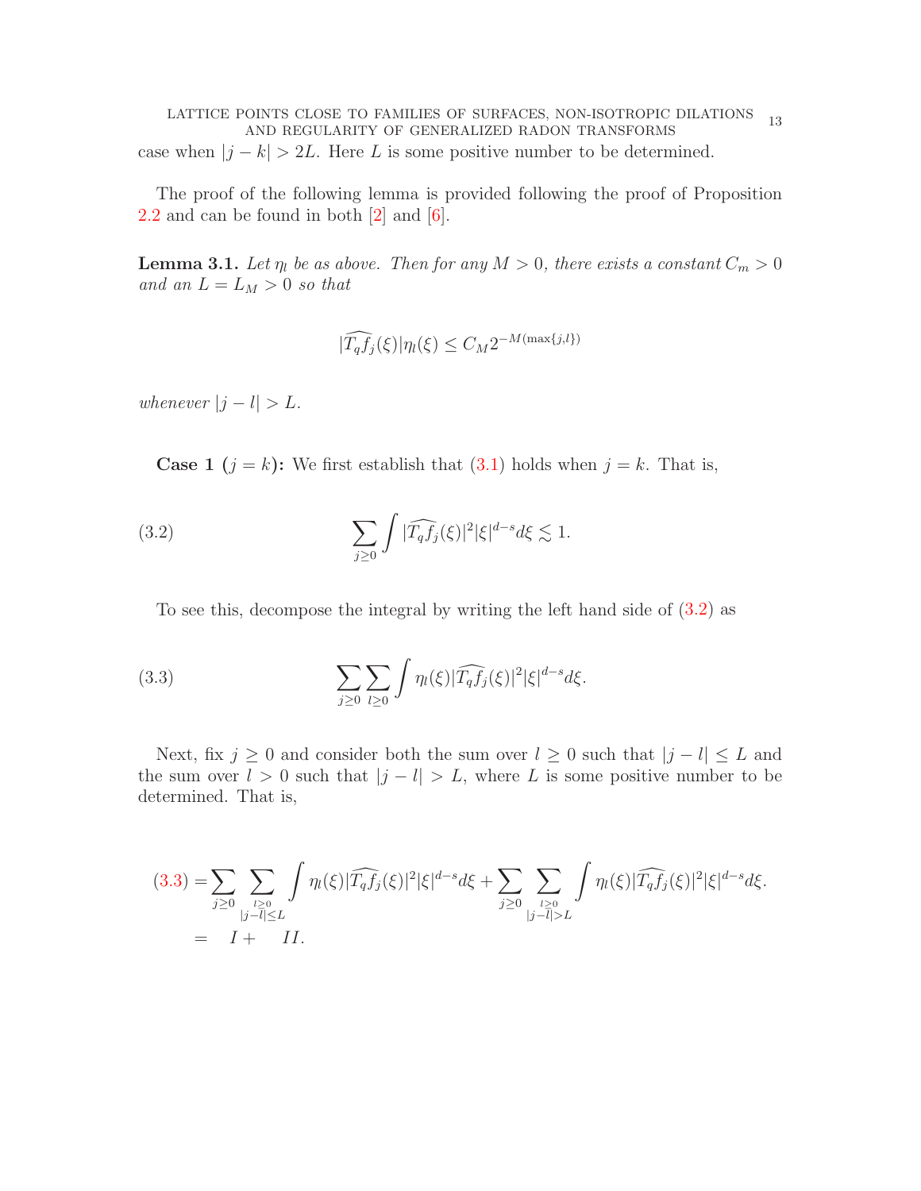case when $|j-k| > 2L$. Here $L$ is some positive number to be determined.

The proof of the following lemma is provided following the proof of Proposition 2.2 and can be found in both [2] and [6].

**Lemma 3.1.** *Let $\eta_l$ be as above. Then for any $M > 0$, there exists a constant $C_m > 0$ and an $L = L_M > 0$ so that*

$$|\widehat{T_q f_j}(\xi)|\eta_l(\xi) \leq C_M 2^{-M(\max\{j,l\})}$$

*whenever $|j-l| > L$.*

**Case 1 ($j = k$):** We first establish that (3.1) holds when $j = k$. That is,

$$\sum_{j\geq 0} \int |\widehat{T_q f_j}(\xi)|^2 |\xi|^{d-s} d\xi \lesssim 1. \tag{3.2}$$

To see this, decompose the integral by writing the left hand side of (3.2) as

$$\sum_{j\geq 0} \sum_{l\geq 0} \int \eta_l(\xi) |\widehat{T_q f_j}(\xi)|^2 |\xi|^{d-s} d\xi. \tag{3.3}$$

Next, fix $j \geq 0$ and consider both the sum over $l \geq 0$ such that $|j-l| \leq L$ and the sum over $l > 0$ such that $|j-l| > L$, where $L$ is some positive number to be determined. That is,

$$\begin{aligned}
(3.3) &= \sum_{j\geq 0} \sum_{\substack{l\geq 0 \\ |j-l|\leq L}} \int \eta_l(\xi) |\widehat{T_q f_j}(\xi)|^2 |\xi|^{d-s} d\xi + \sum_{j\geq 0} \sum_{\substack{l\geq 0 \\ |j-l|> L}} \int \eta_l(\xi) |\widehat{T_q f_j}(\xi)|^2 |\xi|^{d-s} d\xi. \\
&= \quad I + \quad II.
\end{aligned}$$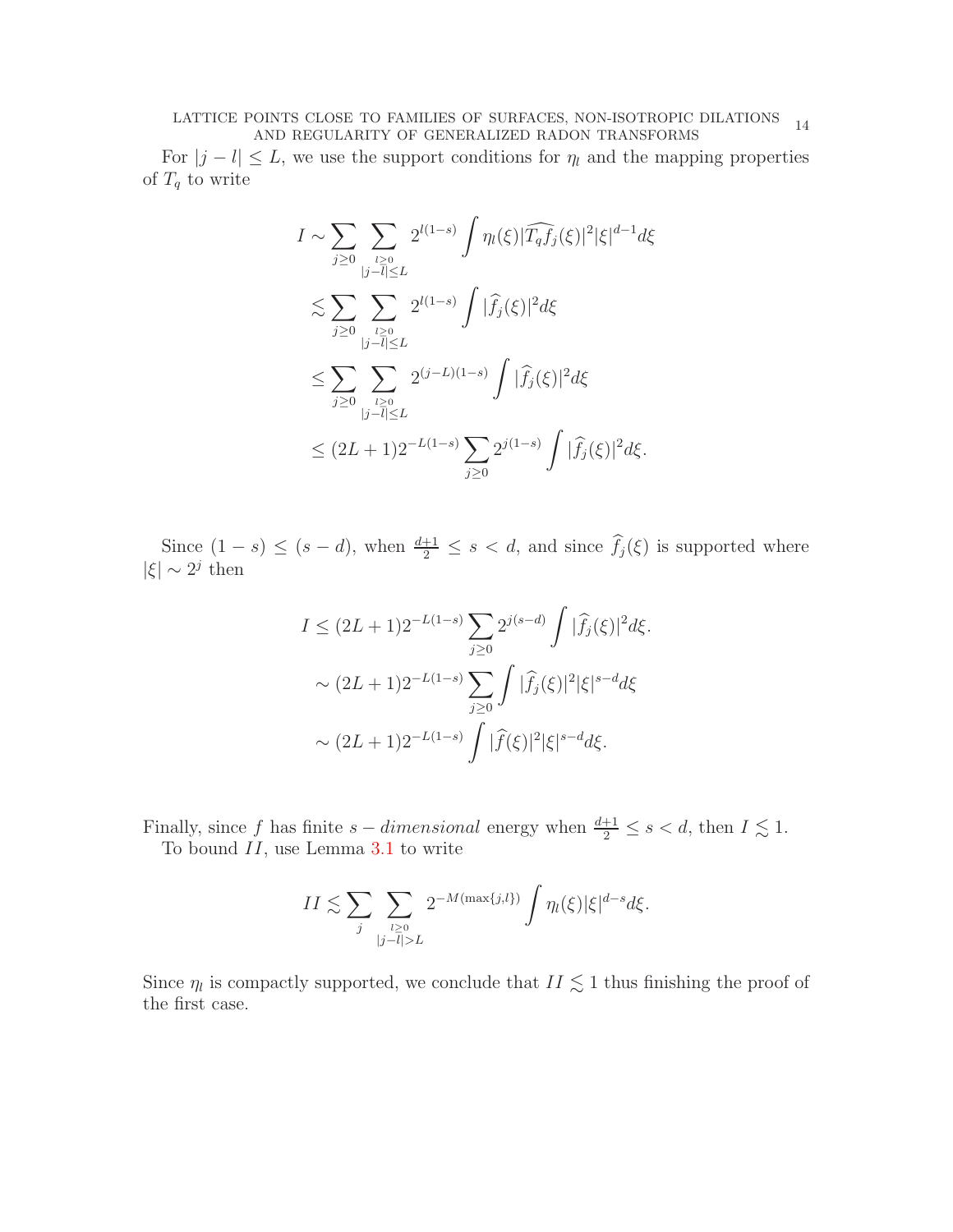For $|j-l| \leq L$, we use the support conditions for $\eta_l$ and the mapping properties of $T_q$ to write

$$
\begin{aligned}
I &\sim \sum_{j\geq 0} \sum_{\substack{l\geq 0 \\ |j-l|\leq L}} 2^{l(1-s)} \int \eta_l(\xi) |\widehat{T_q f_j}(\xi)|^2 |\xi|^{d-1} d\xi \\
&\lesssim \sum_{j\geq 0} \sum_{\substack{l\geq 0 \\ |j-l|\leq L}} 2^{l(1-s)} \int |\widehat{f}_j(\xi)|^2 d\xi \\
&\leq \sum_{j\geq 0} \sum_{\substack{l\geq 0 \\ |j-l|\leq L}} 2^{(j-L)(1-s)} \int |\widehat{f}_j(\xi)|^2 d\xi \\
&\leq (2L+1) 2^{-L(1-s)} \sum_{j\geq 0} 2^{j(1-s)} \int |\widehat{f}_j(\xi)|^2 d\xi.
\end{aligned}
$$

Since $(1-s) \leq (s-d)$, when $\frac{d+1}{2} \leq s < d$, and since $\widehat{f}_j(\xi)$ is supported where $|\xi| \sim 2^j$ then

$$
\begin{aligned}
I &\leq (2L+1) 2^{-L(1-s)} \sum_{j\geq 0} 2^{j(s-d)} \int |\widehat{f}_j(\xi)|^2 d\xi. \\
&\sim (2L+1) 2^{-L(1-s)} \sum_{j\geq 0} \int |\widehat{f}_j(\xi)|^2 |\xi|^{s-d} d\xi \\
&\sim (2L+1) 2^{-L(1-s)} \int |\widehat{f}(\xi)|^2 |\xi|^{s-d} d\xi.
\end{aligned}
$$

Finally, since $f$ has finite $s-dimensional$ energy when $\frac{d+1}{2} \leq s < d$, then $I \lesssim 1$.

To bound $II$, use Lemma 3.1 to write

$$
II \lesssim \sum_j \sum_{\substack{l\geq 0 \\ |j-l|>L}} 2^{-M(\max\{j,l\})} \int \eta_l(\xi) |\xi|^{d-s} d\xi.
$$

Since $\eta_l$ is compactly supported, we conclude that $II \lesssim 1$ thus finishing the proof of the first case.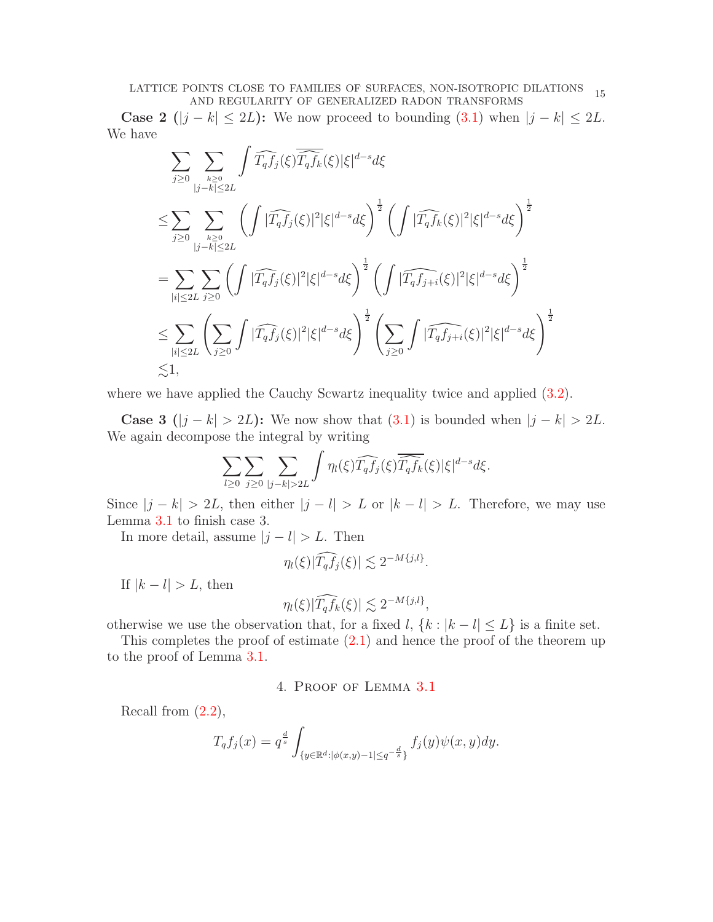**Case 2 ($|j-k| \le 2L$):** We now proceed to bounding (3.1) when $|j-k| \le 2L$. We have

$$
\begin{aligned}
&\sum_{j\ge 0} \sum_{\substack{k\ge 0\\ |j-k|\le 2L}} \int \widehat{T_q f_j}(\xi)\overline{\widehat{T_q f_k}}(\xi)|\xi|^{d-s}d\xi \\
\le& \sum_{j\ge 0} \sum_{\substack{k\ge 0\\ |j-k|\le 2L}} \left(\int |\widehat{T_q f_j}(\xi)|^2|\xi|^{d-s}d\xi\right)^{\frac{1}{2}} \left(\int |\widehat{T_q f_k}(\xi)|^2|\xi|^{d-s}d\xi\right)^{\frac{1}{2}} \\
=& \sum_{|i|\le 2L} \sum_{j\ge 0} \left(\int |\widehat{T_q f_j}(\xi)|^2|\xi|^{d-s}d\xi\right)^{\frac{1}{2}} \left(\int |\widehat{T_q f_{j+i}}(\xi)|^2|\xi|^{d-s}d\xi\right)^{\frac{1}{2}} \\
\le& \sum_{|i|\le 2L} \left(\sum_{j\ge 0}\int |\widehat{T_q f_j}(\xi)|^2|\xi|^{d-s}d\xi\right)^{\frac{1}{2}} \left(\sum_{j\ge 0}\int |\widehat{T_q f_{j+i}}(\xi)|^2|\xi|^{d-s}d\xi\right)^{\frac{1}{2}} \\
\lesssim& 1,
\end{aligned}
$$

where we have applied the Cauchy Scwartz inequality twice and applied (3.2).

**Case 3 ($|j-k| > 2L$):** We now show that (3.1) is bounded when $|j-k| > 2L$. We again decompose the integral by writing

$$
\sum_{l\ge 0}\sum_{j\ge 0}\sum_{|j-k|>2L} \int \eta_l(\xi)\widehat{T_q f_j}(\xi)\overline{\widehat{T_q f_k}}(\xi)|\xi|^{d-s}d\xi.
$$

Since $|j-k| > 2L$, then either $|j-l| > L$ or $|k-l| > L$. Therefore, we may use Lemma 3.1 to finish case 3.

In more detail, assume $|j-l| > L$. Then

$$
\eta_l(\xi)|\widehat{T_q f_j}(\xi)| \lesssim 2^{-M\{j,l\}}.
$$

If $|k-l| > L$, then

$$
\eta_l(\xi)|\widehat{T_q f_k}(\xi)| \lesssim 2^{-M\{j,l\}},
$$

otherwise we use the observation that, for a fixed $l$, $\{k : |k-l| \le L\}$ is a finite set.

This completes the proof of estimate (2.1) and hence the proof of the theorem up to the proof of Lemma 3.1.

## 4. Proof of Lemma 3.1

Recall from (2.2),

$$
T_q f_j(x) = q^{\frac{d}{s}} \int_{\{y\in\mathbb{R}^d : |\phi(x,y)-1|\le q^{-\frac{d}{s}}\}} f_j(y)\psi(x,y)dy.
$$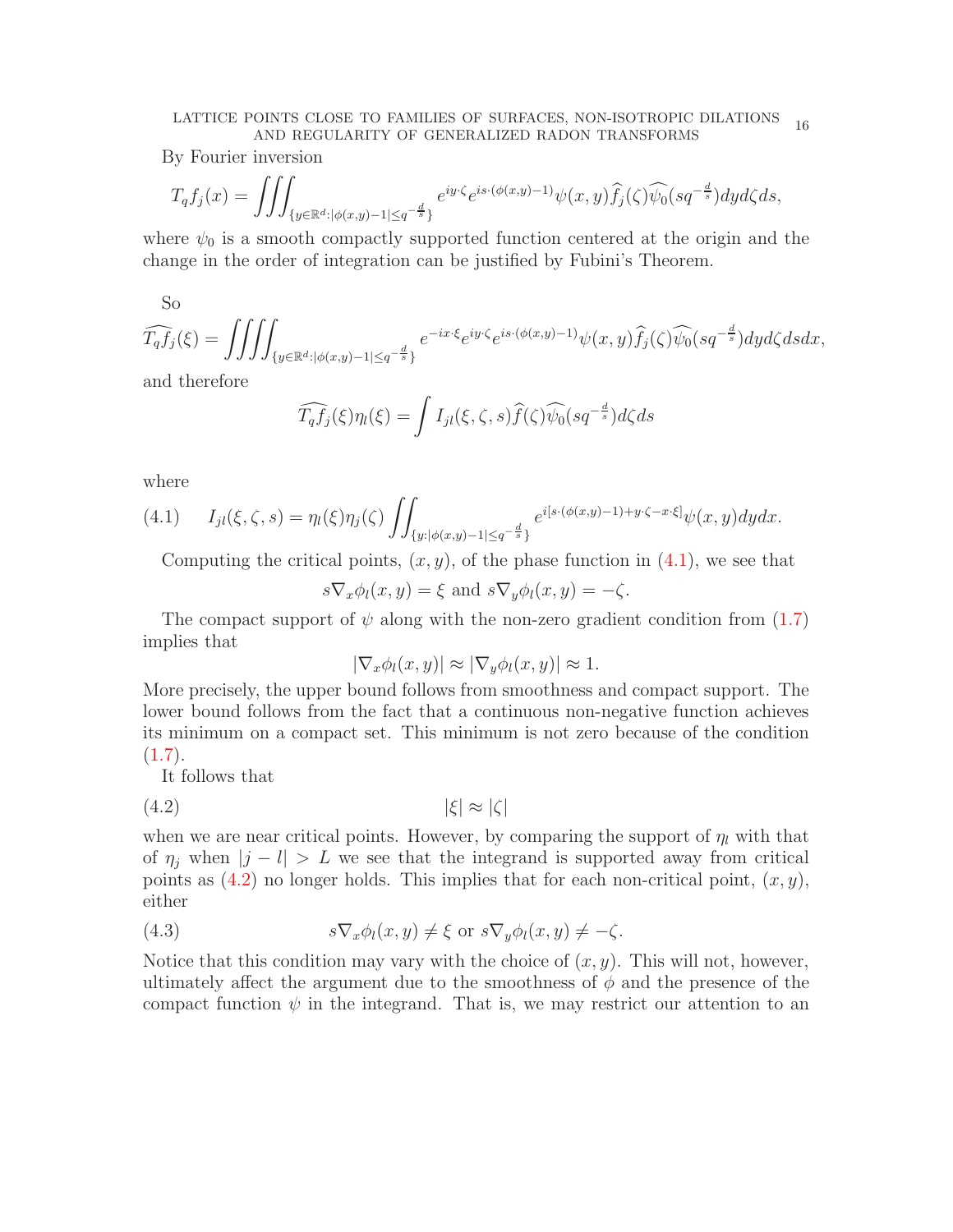By Fourier inversion

$$T_q f_j(x) = \iiint_{\{y\in\mathbb{R}^d : |\phi(x,y)-1|\le q^{-\frac{d}{s}}\}} e^{iy\cdot\zeta} e^{is\cdot(\phi(x,y)-1)} \psi(x,y) \widehat{f}_j(\zeta) \widehat{\psi_0}(sq^{-\frac{d}{s}}) dy d\zeta ds,$$

where $\psi_0$ is a smooth compactly supported function centered at the origin and the change in the order of integration can be justified by Fubini's Theorem.

So

$$\widehat{T_q f_j}(\xi) = \iiiint_{\{y\in\mathbb{R}^d : |\phi(x,y)-1|\le q^{-\frac{d}{s}}\}} e^{-ix\cdot\xi} e^{iy\cdot\zeta} e^{is\cdot(\phi(x,y)-1)} \psi(x,y) \widehat{f}_j(\zeta) \widehat{\psi_0}(sq^{-\frac{d}{s}}) dy d\zeta ds dx,$$

and therefore

$$\widehat{T_q f_j}(\xi)\eta_l(\xi) = \int I_{jl}(\xi,\zeta,s) \widehat{f}(\zeta) \widehat{\psi_0}(sq^{-\frac{d}{s}}) d\zeta ds$$

where

$$I_{jl}(\xi,\zeta,s) = \eta_l(\xi)\eta_j(\zeta) \iint_{\{y : |\phi(x,y)-1|\le q^{-\frac{d}{s}}\}} e^{i[s\cdot(\phi(x,y)-1)+y\cdot\zeta - x\cdot\xi]} \psi(x,y) dy dx. \tag{4.1}$$

Computing the critical points, $(x,y)$, of the phase function in (4.1), we see that

$$s\nabla_x \phi_l(x,y) = \xi \text{ and } s\nabla_y \phi_l(x,y) = -\zeta.$$

The compact support of $\psi$ along with the non-zero gradient condition from (1.7) implies that

$$|\nabla_x \phi_l(x,y)| \approx |\nabla_y \phi_l(x,y)| \approx 1.$$

More precisely, the upper bound follows from smoothness and compact support. The lower bound follows from the fact that a continuous non-negative function achieves its minimum on a compact set. This minimum is not zero because of the condition (1.7).

It follows that

$$|\xi| \approx |\zeta| \tag{4.2}$$

when we are near critical points. However, by comparing the support of $\eta_l$ with that of $\eta_j$ when $|j-l| > L$ we see that the integrand is supported away from critical points as (4.2) no longer holds. This implies that for each non-critical point, $(x,y)$, either

$$s\nabla_x \phi_l(x,y) \neq \xi \text{ or } s\nabla_y \phi_l(x,y) \neq -\zeta. \tag{4.3}$$

Notice that this condition may vary with the choice of $(x,y)$. This will not, however, ultimately affect the argument due to the smoothness of $\phi$ and the presence of the compact function $\psi$ in the integrand. That is, we may restrict our attention to an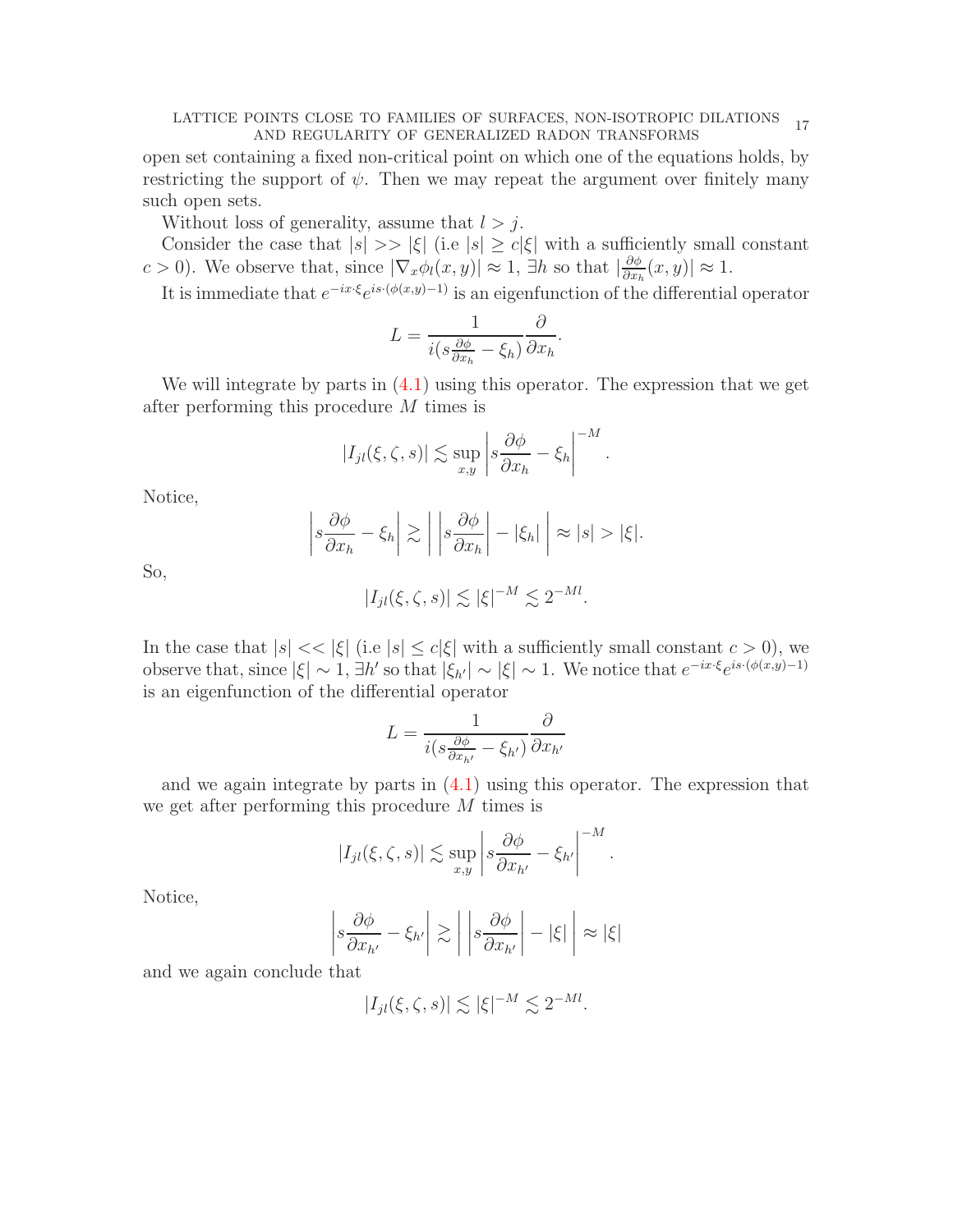open set containing a fixed non-critical point on which one of the equations holds, by restricting the support of $\psi$. Then we may repeat the argument over finitely many such open sets.

Without loss of generality, assume that $l > j$.

Consider the case that $|s| >> |\xi|$ (i.e $|s| \geq c|\xi|$ with a sufficiently small constant $c > 0$). We observe that, since $|\nabla_x \phi_l(x,y)| \approx 1$, $\exists h$ so that $|\frac{\partial \phi}{\partial x_h}(x,y)| \approx 1$.

It is immediate that $e^{-ix\cdot\xi}e^{is\cdot(\phi(x,y)-1)}$ is an eigenfunction of the differential operator

$$L = \frac{1}{i(s\frac{\partial \phi}{\partial x_h} - \xi_h)}\frac{\partial}{\partial x_h}.$$

We will integrate by parts in (4.1) using this operator. The expression that we get after performing this procedure $M$ times is

$$|I_{jl}(\xi,\zeta,s)| \lesssim \sup_{x,y}\left|s\frac{\partial \phi}{\partial x_h} - \xi_h\right|^{-M}.$$

Notice,

$$\left|s\frac{\partial \phi}{\partial x_h} - \xi_h\right| \gtrsim \left|\,\left|s\frac{\partial \phi}{\partial x_h}\right| - |\xi_h|\,\right| \approx |s| > |\xi|.$$

So,

$$|I_{jl}(\xi,\zeta,s)| \lesssim |\xi|^{-M} \lesssim 2^{-Ml}.$$

In the case that $|s| << |\xi|$ (i.e $|s| \leq c|\xi|$ with a sufficiently small constant $c > 0$), we observe that, since $|\xi| \sim 1$, $\exists h'$ so that $|\xi_{h'}| \sim |\xi| \sim 1$. We notice that $e^{-ix\cdot\xi}e^{is\cdot(\phi(x,y)-1)}$ is an eigenfunction of the differential operator

$$L = \frac{1}{i(s\frac{\partial \phi}{\partial x_{h'}} - \xi_{h'})}\frac{\partial}{\partial x_{h'}}$$

and we again integrate by parts in (4.1) using this operator. The expression that we get after performing this procedure $M$ times is

$$|I_{jl}(\xi,\zeta,s)| \lesssim \sup_{x,y}\left|s\frac{\partial \phi}{\partial x_{h'}} - \xi_{h'}\right|^{-M}.$$

Notice,

$$\left|s\frac{\partial \phi}{\partial x_{h'}} - \xi_{h'}\right| \gtrsim \left|\,\left|s\frac{\partial \phi}{\partial x_{h'}}\right| - |\xi|\,\right| \approx |\xi|$$

and we again conclude that

$$|I_{jl}(\xi,\zeta,s)| \lesssim |\xi|^{-M} \lesssim 2^{-Ml}.$$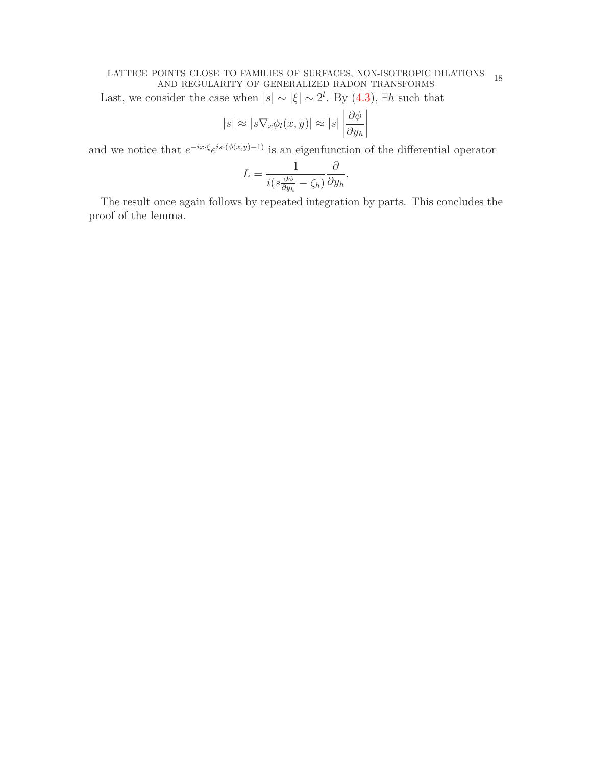Last, we consider the case when $|s| \sim |\xi| \sim 2^l$. By (4.3), $\exists h$ such that

$$|s| \approx |s\nabla_x \phi_l(x,y)| \approx |s| \left| \frac{\partial \phi}{\partial y_h} \right|$$

and we notice that $e^{-ix\cdot\xi} e^{is\cdot(\phi(x,y)-1)}$ is an eigenfunction of the differential operator

$$L = \frac{1}{i(s\frac{\partial \phi}{\partial y_h} - \zeta_h)} \frac{\partial}{\partial y_h}.$$

The result once again follows by repeated integration by parts. This concludes the proof of the lemma.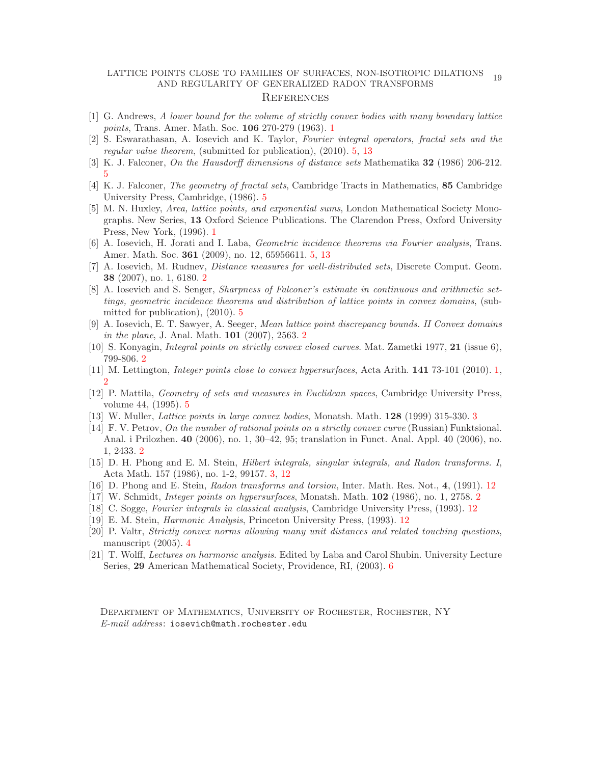## References

[1] G. Andrews, *A lower bound for the volume of strictly convex bodies with many boundary lattice points*, Trans. Amer. Math. Soc. **106** 270-279 (1963). 1

[2] S. Eswarathasan, A. Iosevich and K. Taylor, *Fourier integral operators, fractal sets and the regular value theorem*, (submitted for publication), (2010). 5, 13

[3] K. J. Falconer, *On the Hausdorff dimensions of distance sets* Mathematika **32** (1986) 206-212. 5

[4] K. J. Falconer, *The geometry of fractal sets*, Cambridge Tracts in Mathematics, **85** Cambridge University Press, Cambridge, (1986). 5

[5] M. N. Huxley, *Area, lattice points, and exponential sums*, London Mathematical Society Monographs. New Series, **13** Oxford Science Publications. The Clarendon Press, Oxford University Press, New York, (1996). 1

[6] A. Iosevich, H. Jorati and I. Laba, *Geometric incidence theorems via Fourier analysis*, Trans. Amer. Math. Soc. **361** (2009), no. 12, 65956611. 5, 13

[7] A. Iosevich, M. Rudnev, *Distance measures for well-distributed sets*, Discrete Comput. Geom. **38** (2007), no. 1, 6180. 2

[8] A. Iosevich and S. Senger, *Sharpness of Falconer's estimate in continuous and arithmetic settings, geometric incidence theorems and distribution of lattice points in convex domains*, (submitted for publication), (2010). 5

[9] A. Iosevich, E. T. Sawyer, A. Seeger, *Mean lattice point discrepancy bounds. II Convex domains in the plane*, J. Anal. Math. **101** (2007), 2563. 2

[10] S. Konyagin, *Integral points on strictly convex closed curves*. Mat. Zametki 1977, **21** (issue 6), 799-806. 2

[11] M. Lettington, *Integer points close to convex hypersurfaces*, Acta Arith. **141** 73-101 (2010). 1, 2

[12] P. Mattila, *Geometry of sets and measures in Euclidean spaces*, Cambridge University Press, volume 44, (1995). 5

[13] W. Muller, *Lattice points in large convex bodies*, Monatsh. Math. **128** (1999) 315-330. 3

[14] F. V. Petrov, *On the number of rational points on a strictly convex curve* (Russian) Funktsional. Anal. i Prilozhen. **40** (2006), no. 1, 30–42, 95; translation in Funct. Anal. Appl. 40 (2006), no. 1, 2433. 2

[15] D. H. Phong and E. M. Stein, *Hilbert integrals, singular integrals, and Radon transforms. I*, Acta Math. 157 (1986), no. 1-2, 99157. 3, 12

[16] D. Phong and E. Stein, *Radon transforms and torsion*, Inter. Math. Res. Not., **4**, (1991). 12

[17] W. Schmidt, *Integer points on hypersurfaces*, Monatsh. Math. **102** (1986), no. 1, 2758. 2

[18] C. Sogge, *Fourier integrals in classical analysis*, Cambridge University Press, (1993). 12

[19] E. M. Stein, *Harmonic Analysis*, Princeton University Press, (1993). 12

[20] P. Valtr, *Strictly convex norms allowing many unit distances and related touching questions*, manuscript (2005). 4

[21] T. Wolff, *Lectures on harmonic analysis*. Edited by Laba and Carol Shubin. University Lecture Series, **29** American Mathematical Society, Providence, RI, (2003). 6

Department of Mathematics, University of Rochester, Rochester, NY
*E-mail address*: iosevich@math.rochester.edu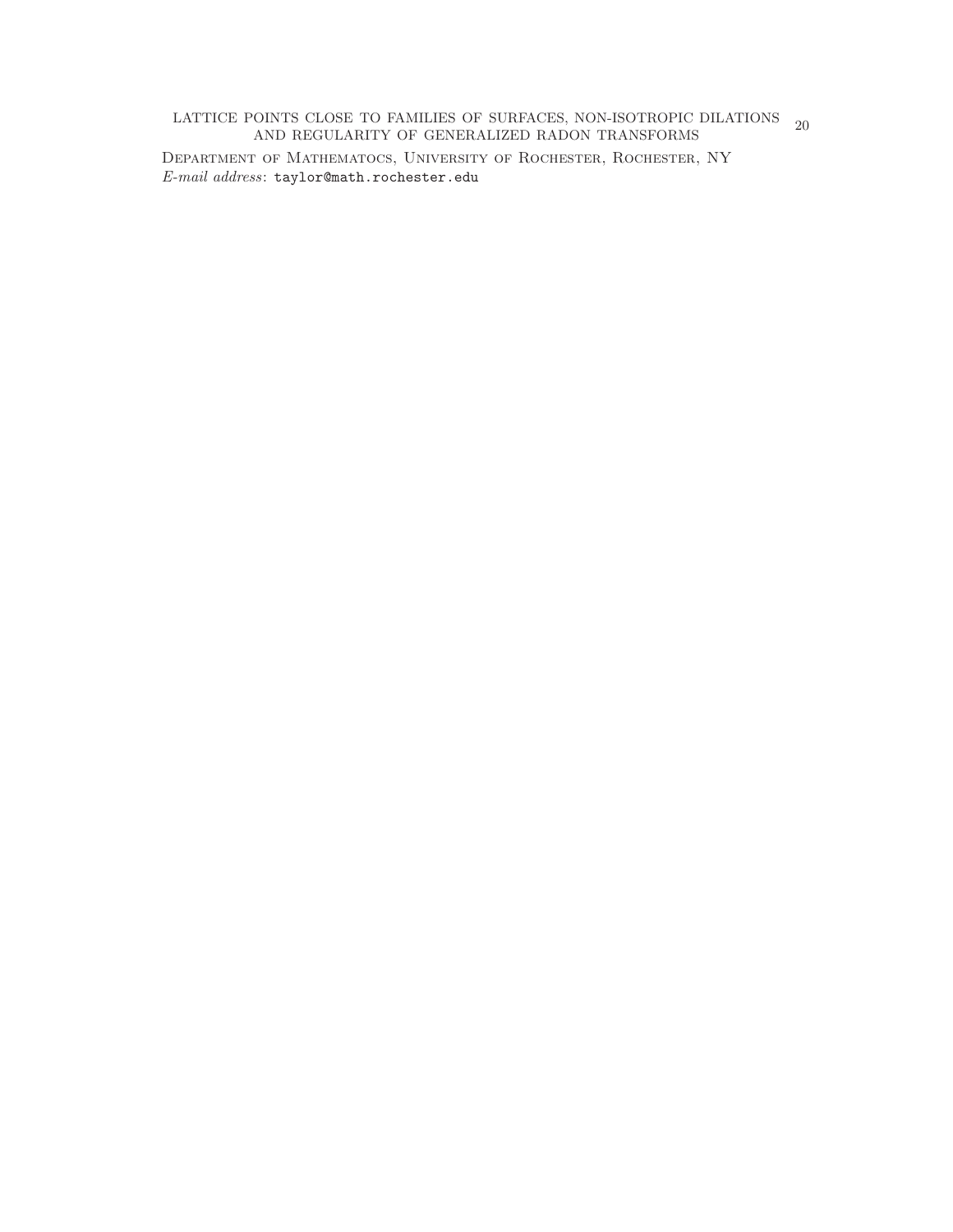Department of Mathematocs, University of Rochester, Rochester, NY
*E-mail address*: taylor@math.rochester.edu